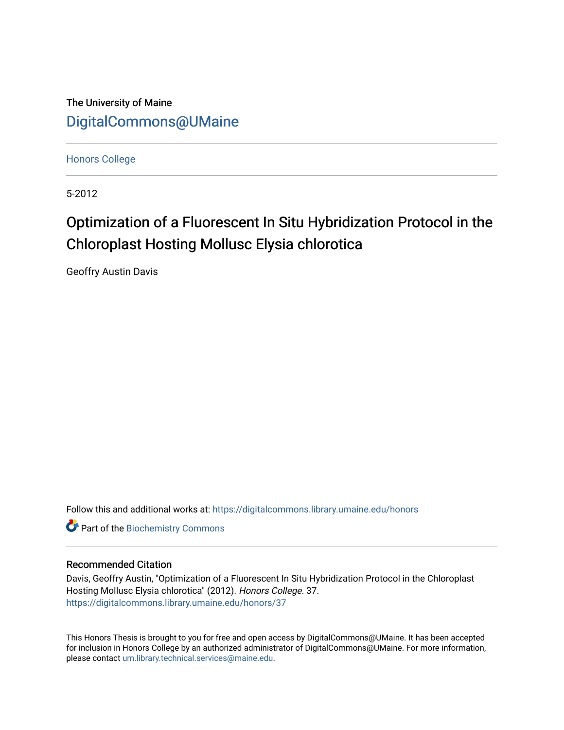The University of Maine

DigitalCommons@UMaine

Honors College

5-2012

# Optimization of a Fluorescent In Situ Hybridization Protocol in the Chloroplast Hosting Mollusc Elysia chlorotica

Geoffry Austin Davis

Follow this and additional works at: https://digitalcommons.library.umaine.edu/honors

Part of the Biochemistry Commons

## Recommended Citation

Davis, Geoffry Austin, "Optimization of a Fluorescent In Situ Hybridization Protocol in the Chloroplast Hosting Mollusc Elysia chlorotica" (2012). *Honors College*. 37.
https://digitalcommons.library.umaine.edu/honors/37

This Honors Thesis is brought to you for free and open access by DigitalCommons@UMaine. It has been accepted for inclusion in Honors College by an authorized administrator of DigitalCommons@UMaine. For more information, please contact um.library.technical.services@maine.edu.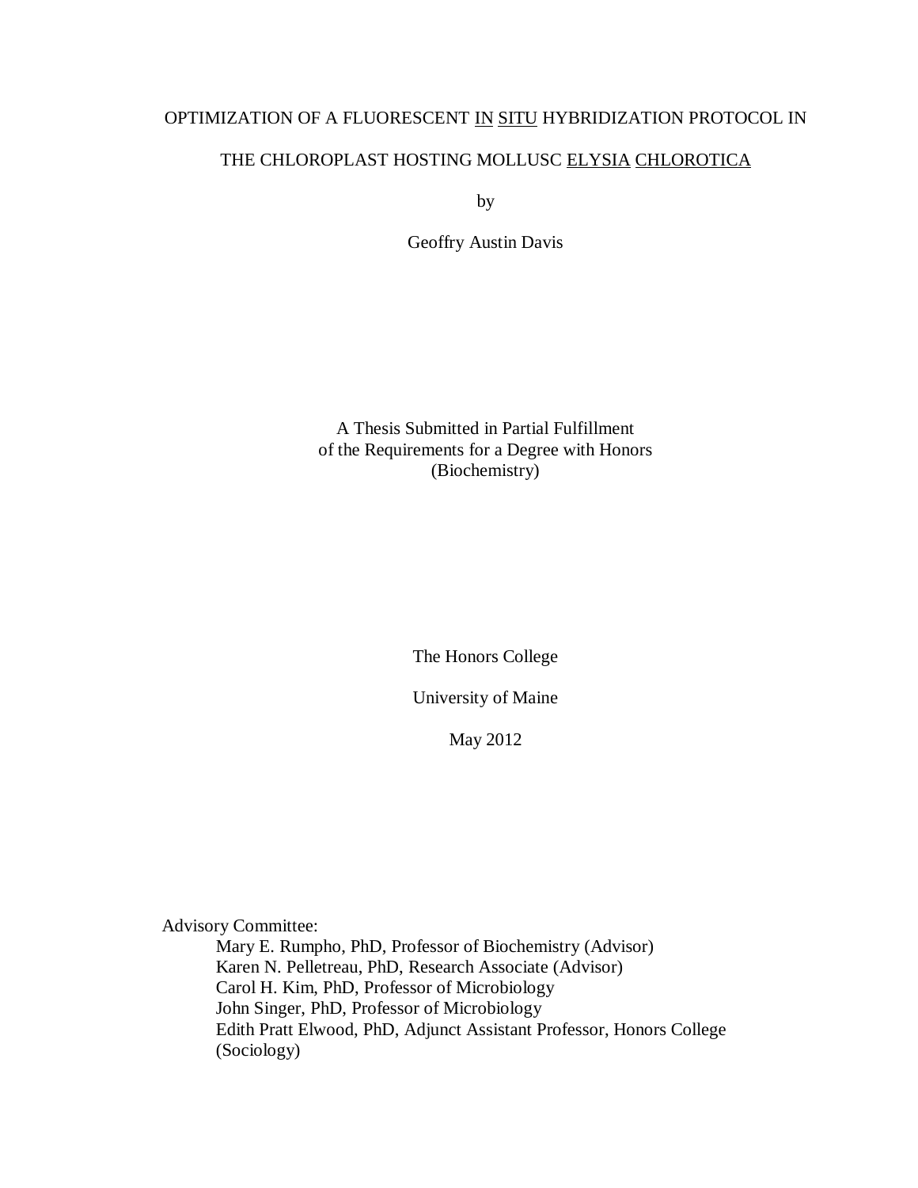# OPTIMIZATION OF A FLUORESCENT IN SITU HYBRIDIZATION PROTOCOL IN THE CHLOROPLAST HOSTING MOLLUSC ELYSIA CHLOROTICA

by

Geoffry Austin Davis

A Thesis Submitted in Partial Fulfillment
of the Requirements for a Degree with Honors
(Biochemistry)

The Honors College

University of Maine

May 2012

Advisory Committee:

Mary E. Rumpho, PhD, Professor of Biochemistry (Advisor)
Karen N. Pelletreau, PhD, Research Associate (Advisor)
Carol H. Kim, PhD, Professor of Microbiology
John Singer, PhD, Professor of Microbiology
Edith Pratt Elwood, PhD, Adjunct Assistant Professor, Honors College (Sociology)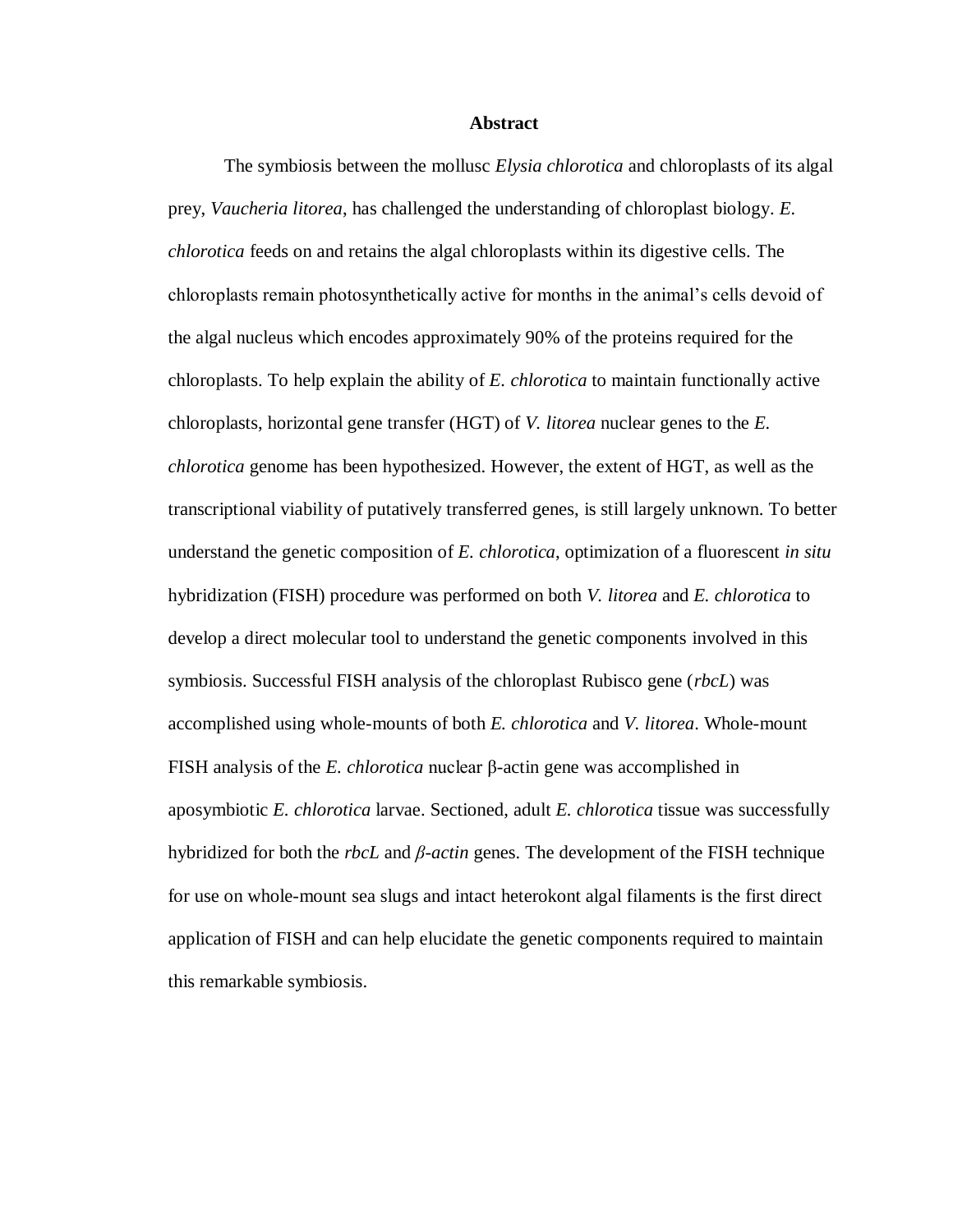# Abstract

The symbiosis between the mollusc *Elysia chlorotica* and chloroplasts of its algal prey, *Vaucheria litorea*, has challenged the understanding of chloroplast biology. *E. chlorotica* feeds on and retains the algal chloroplasts within its digestive cells. The chloroplasts remain photosynthetically active for months in the animal's cells devoid of the algal nucleus which encodes approximately 90% of the proteins required for the chloroplasts. To help explain the ability of *E. chlorotica* to maintain functionally active chloroplasts, horizontal gene transfer (HGT) of *V. litorea* nuclear genes to the *E. chlorotica* genome has been hypothesized. However, the extent of HGT, as well as the transcriptional viability of putatively transferred genes, is still largely unknown. To better understand the genetic composition of *E. chlorotica*, optimization of a fluorescent *in situ* hybridization (FISH) procedure was performed on both *V. litorea* and *E. chlorotica* to develop a direct molecular tool to understand the genetic components involved in this symbiosis. Successful FISH analysis of the chloroplast Rubisco gene (*rbcL*) was accomplished using whole-mounts of both *E. chlorotica* and *V. litorea*. Whole-mount FISH analysis of the *E. chlorotica* nuclear β-actin gene was accomplished in aposymbiotic *E. chlorotica* larvae. Sectioned, adult *E. chlorotica* tissue was successfully hybridized for both the *rbcL* and *β-actin* genes. The development of the FISH technique for use on whole-mount sea slugs and intact heterokont algal filaments is the first direct application of FISH and can help elucidate the genetic components required to maintain this remarkable symbiosis.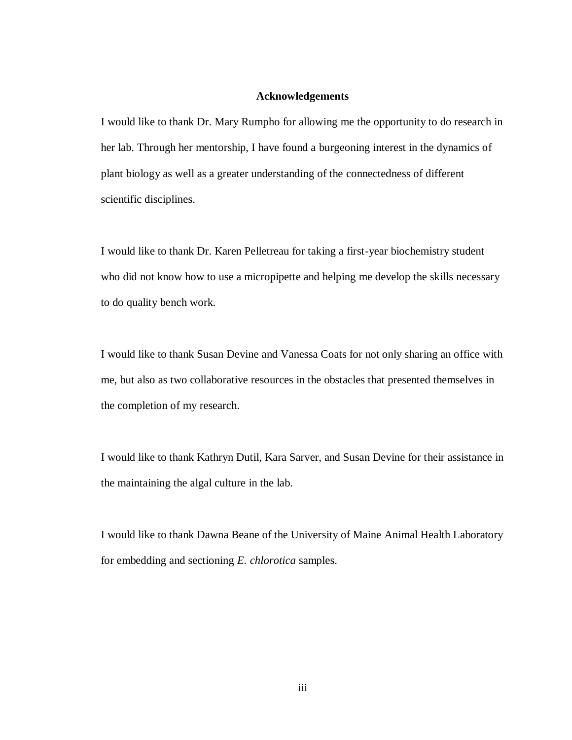## Acknowledgements

I would like to thank Dr. Mary Rumpho for allowing me the opportunity to do research in her lab. Through her mentorship, I have found a burgeoning interest in the dynamics of plant biology as well as a greater understanding of the connectedness of different scientific disciplines.

I would like to thank Dr. Karen Pelletreau for taking a first-year biochemistry student who did not know how to use a micropipette and helping me develop the skills necessary to do quality bench work.

I would like to thank Susan Devine and Vanessa Coats for not only sharing an office with me, but also as two collaborative resources in the obstacles that presented themselves in the completion of my research.

I would like to thank Kathryn Dutil, Kara Sarver, and Susan Devine for their assistance in the maintaining the algal culture in the lab.

I would like to thank Dawna Beane of the University of Maine Animal Health Laboratory for embedding and sectioning *E. chlorotica* samples.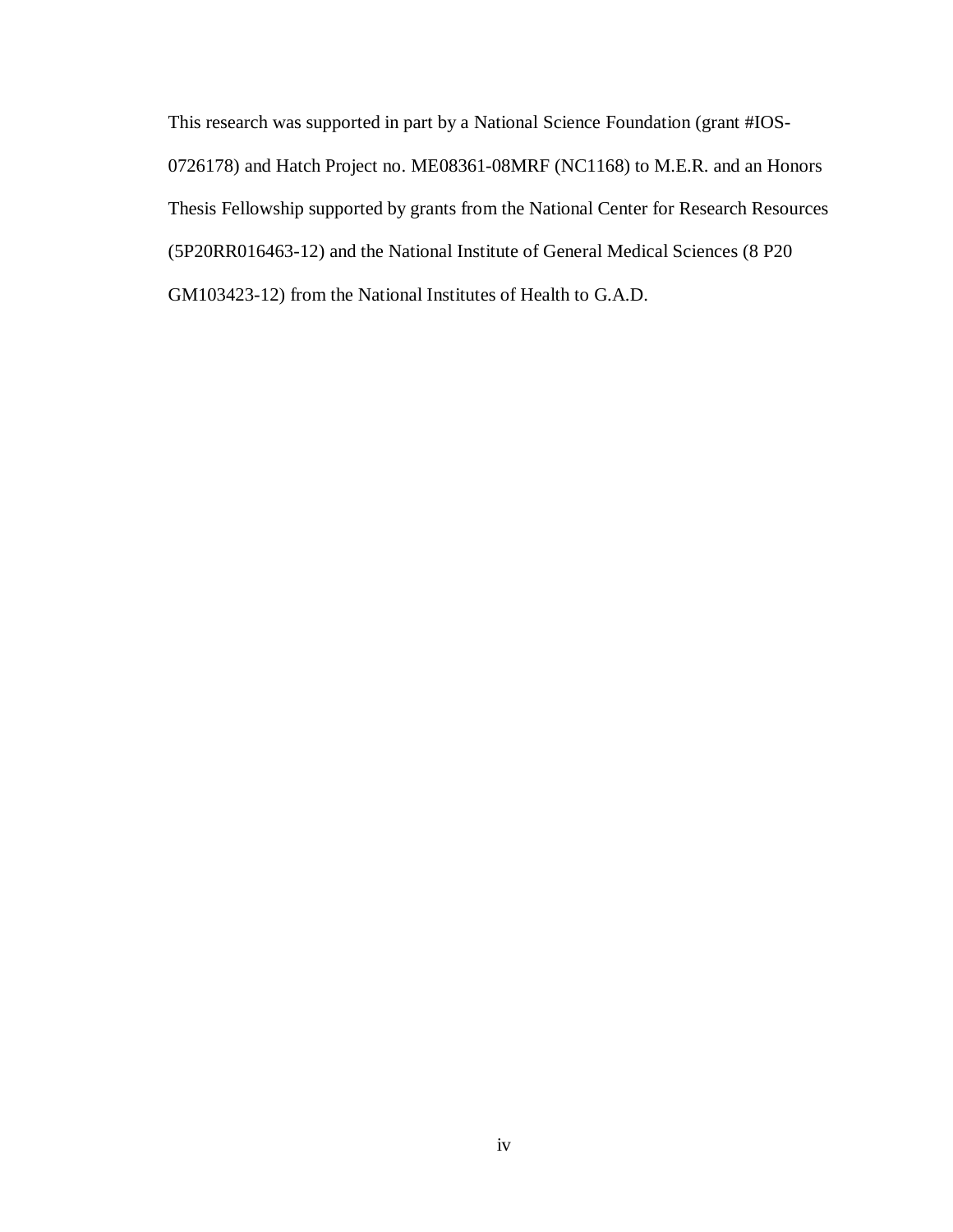This research was supported in part by a National Science Foundation (grant #IOS-0726178) and Hatch Project no. ME08361-08MRF (NC1168) to M.E.R. and an Honors Thesis Fellowship supported by grants from the National Center for Research Resources (5P20RR016463-12) and the National Institute of General Medical Sciences (8 P20 GM103423-12) from the National Institutes of Health to G.A.D.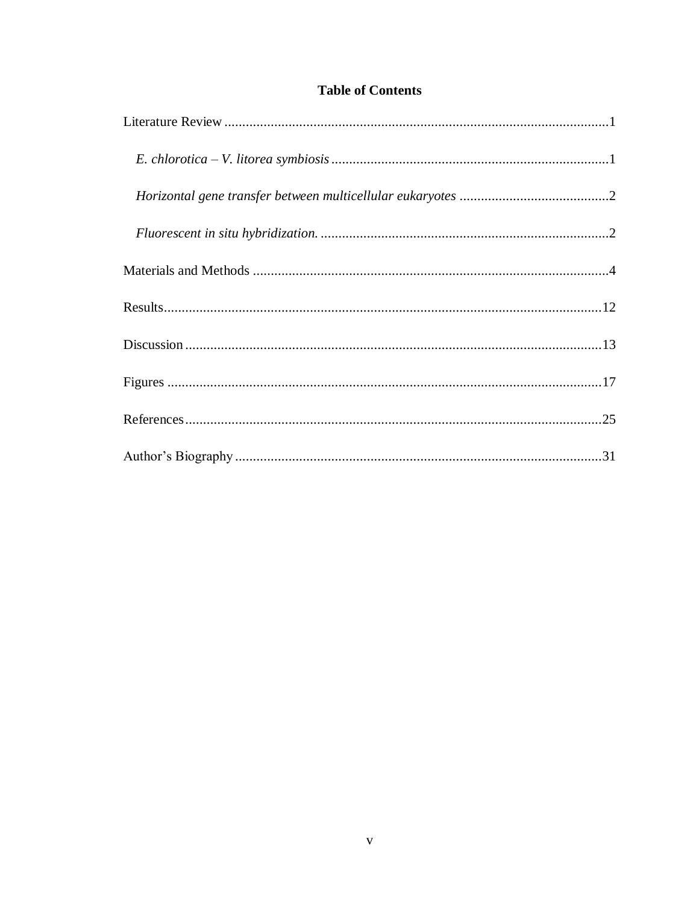## Table of Contents

Literature Review ............................................................................................................1

*E. chlorotica – V. litorea symbiosis* .............................................................................1

*Horizontal gene transfer between multicellular eukaryotes* ..........................................2

*Fluorescent in situ hybridization.* ..................................................................................2

Materials and Methods ....................................................................................................4

Results............................................................................................................................12

Discussion .....................................................................................................................13

Figures ..........................................................................................................................17

References.....................................................................................................................25

Author's Biography .......................................................................................................31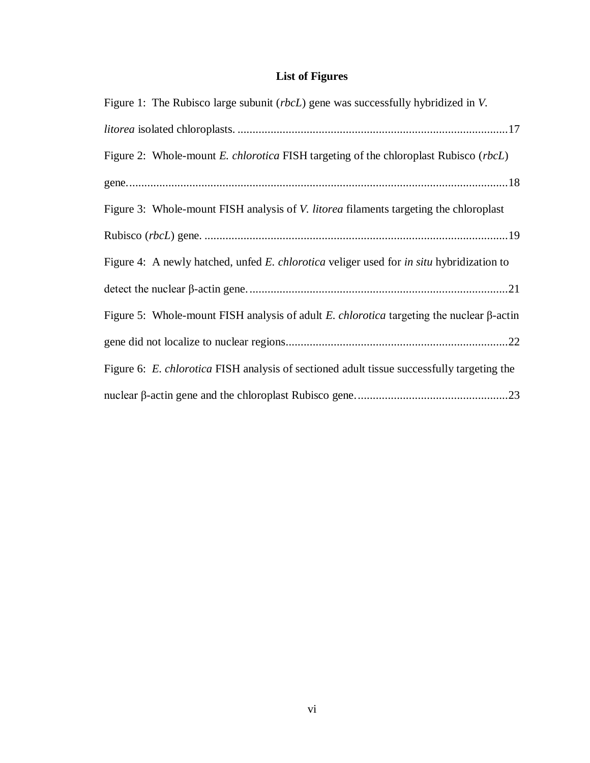## List of Figures

Figure 1: The Rubisco large subunit (*rbcL*) gene was successfully hybridized in *V. litorea* isolated chloroplasts. ........................................................................................17

Figure 2: Whole-mount *E. chlorotica* FISH targeting of the chloroplast Rubisco (*rbcL*) gene..............................................................................................................................18

Figure 3: Whole-mount FISH analysis of *V. litorea* filaments targeting the chloroplast Rubisco (*rbcL*) gene. ....................................................................................................19

Figure 4: A newly hatched, unfed *E. chlorotica* veliger used for *in situ* hybridization to detect the nuclear β-actin gene. ......................................................................................21

Figure 5: Whole-mount FISH analysis of adult *E. chlorotica* targeting the nuclear β-actin gene did not localize to nuclear regions.........................................................................22

Figure 6: *E. chlorotica* FISH analysis of sectioned adult tissue successfully targeting the nuclear β-actin gene and the chloroplast Rubisco gene..................................................23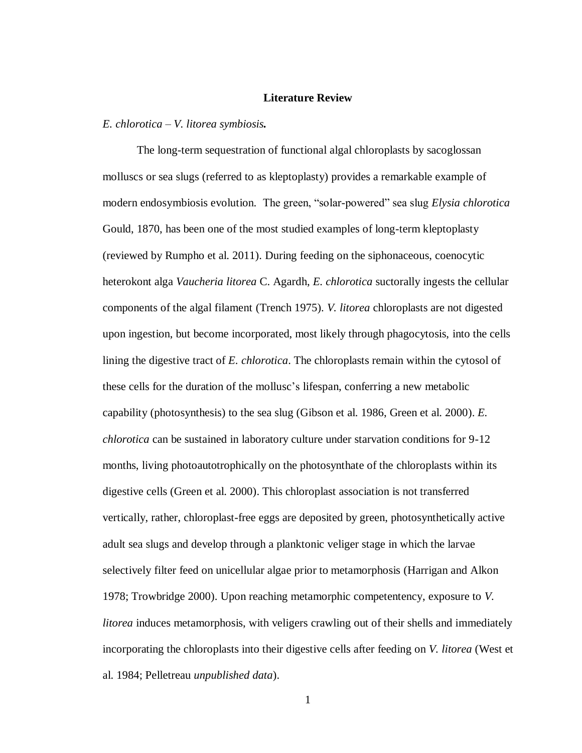# Literature Review

*E. chlorotica – V. litorea symbiosis.*

The long-term sequestration of functional algal chloroplasts by sacoglossan molluscs or sea slugs (referred to as kleptoplasty) provides a remarkable example of modern endosymbiosis evolution. The green, "solar-powered" sea slug *Elysia chlorotica* Gould, 1870, has been one of the most studied examples of long-term kleptoplasty (reviewed by Rumpho et al. 2011). During feeding on the siphonaceous, coenocytic heterokont alga *Vaucheria litorea* C. Agardh, *E. chlorotica* suctorally ingests the cellular components of the algal filament (Trench 1975). *V. litorea* chloroplasts are not digested upon ingestion, but become incorporated, most likely through phagocytosis, into the cells lining the digestive tract of *E. chlorotica*. The chloroplasts remain within the cytosol of these cells for the duration of the mollusc's lifespan, conferring a new metabolic capability (photosynthesis) to the sea slug (Gibson et al. 1986, Green et al. 2000). *E. chlorotica* can be sustained in laboratory culture under starvation conditions for 9-12 months, living photoautotrophically on the photosynthate of the chloroplasts within its digestive cells (Green et al. 2000). This chloroplast association is not transferred vertically, rather, chloroplast-free eggs are deposited by green, photosynthetically active adult sea slugs and develop through a planktonic veliger stage in which the larvae selectively filter feed on unicellular algae prior to metamorphosis (Harrigan and Alkon 1978; Trowbridge 2000). Upon reaching metamorphic competentency, exposure to *V. litorea* induces metamorphosis, with veligers crawling out of their shells and immediately incorporating the chloroplasts into their digestive cells after feeding on *V. litorea* (West et al. 1984; Pelletreau *unpublished data*).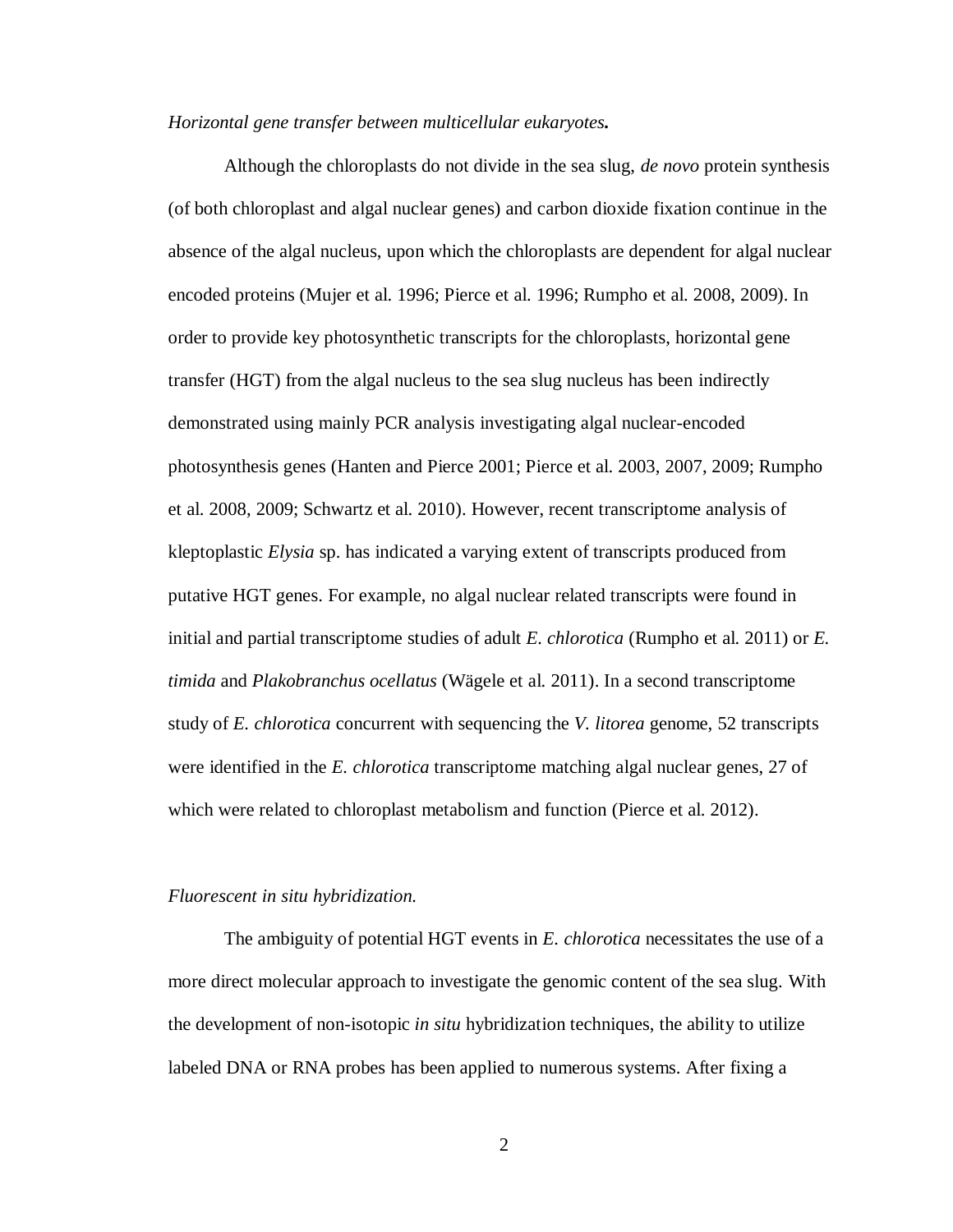*Horizontal gene transfer between multicellular eukaryotes.*

Although the chloroplasts do not divide in the sea slug, *de novo* protein synthesis (of both chloroplast and algal nuclear genes) and carbon dioxide fixation continue in the absence of the algal nucleus, upon which the chloroplasts are dependent for algal nuclear encoded proteins (Mujer et al. 1996; Pierce et al. 1996; Rumpho et al. 2008, 2009). In order to provide key photosynthetic transcripts for the chloroplasts, horizontal gene transfer (HGT) from the algal nucleus to the sea slug nucleus has been indirectly demonstrated using mainly PCR analysis investigating algal nuclear-encoded photosynthesis genes (Hanten and Pierce 2001; Pierce et al. 2003, 2007, 2009; Rumpho et al. 2008, 2009; Schwartz et al. 2010). However, recent transcriptome analysis of kleptoplastic *Elysia* sp. has indicated a varying extent of transcripts produced from putative HGT genes. For example, no algal nuclear related transcripts were found in initial and partial transcriptome studies of adult *E. chlorotica* (Rumpho et al. 2011) or *E. timida* and *Plakobranchus ocellatus* (Wägele et al. 2011). In a second transcriptome study of *E. chlorotica* concurrent with sequencing the *V. litorea* genome, 52 transcripts were identified in the *E. chlorotica* transcriptome matching algal nuclear genes, 27 of which were related to chloroplast metabolism and function (Pierce et al. 2012).

*Fluorescent in situ hybridization.*

The ambiguity of potential HGT events in *E. chlorotica* necessitates the use of a more direct molecular approach to investigate the genomic content of the sea slug. With the development of non-isotopic *in situ* hybridization techniques, the ability to utilize labeled DNA or RNA probes has been applied to numerous systems. After fixing a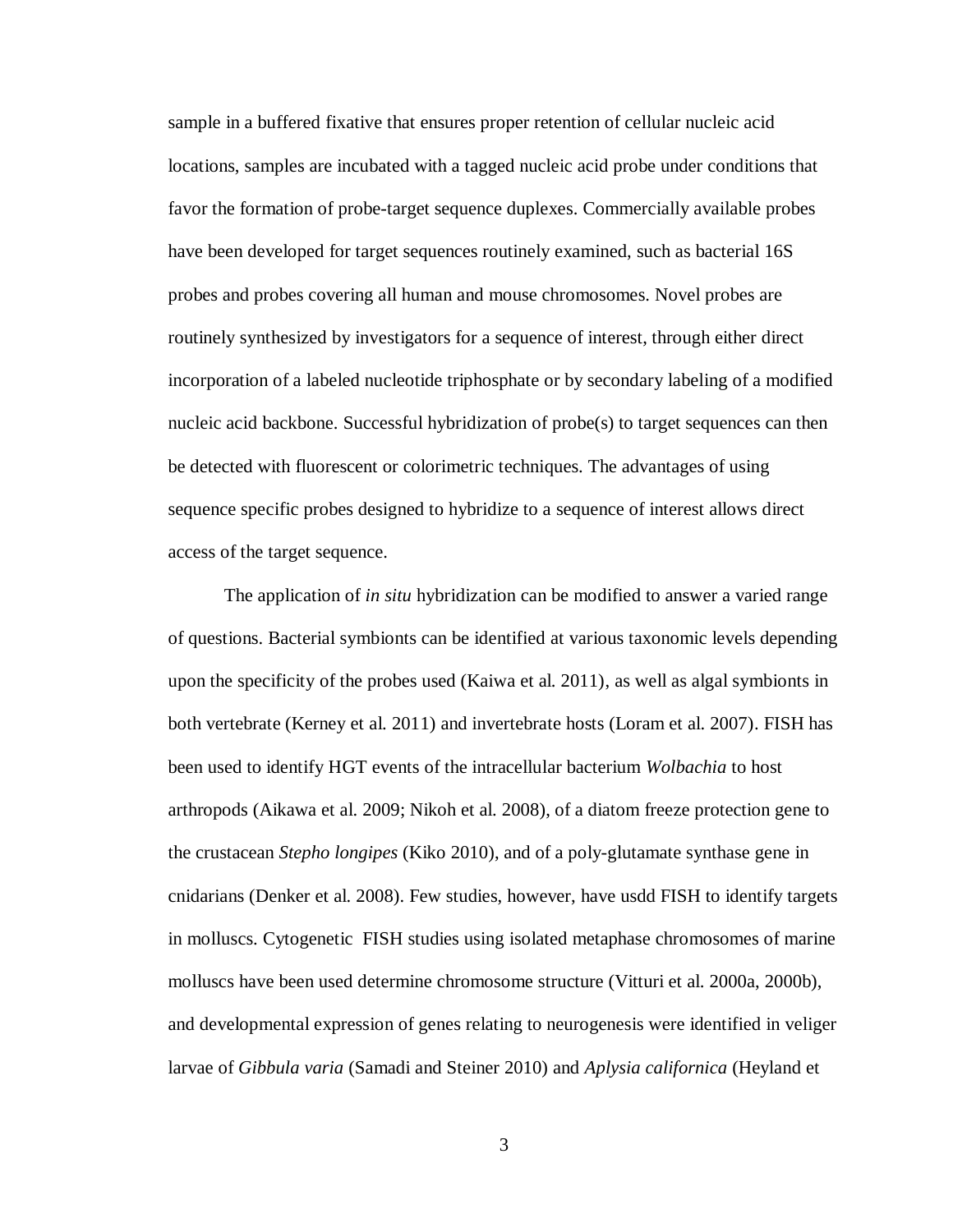sample in a buffered fixative that ensures proper retention of cellular nucleic acid locations, samples are incubated with a tagged nucleic acid probe under conditions that favor the formation of probe-target sequence duplexes. Commercially available probes have been developed for target sequences routinely examined, such as bacterial 16S probes and probes covering all human and mouse chromosomes. Novel probes are routinely synthesized by investigators for a sequence of interest, through either direct incorporation of a labeled nucleotide triphosphate or by secondary labeling of a modified nucleic acid backbone. Successful hybridization of probe(s) to target sequences can then be detected with fluorescent or colorimetric techniques. The advantages of using sequence specific probes designed to hybridize to a sequence of interest allows direct access of the target sequence.

The application of *in situ* hybridization can be modified to answer a varied range of questions. Bacterial symbionts can be identified at various taxonomic levels depending upon the specificity of the probes used (Kaiwa et al. 2011), as well as algal symbionts in both vertebrate (Kerney et al. 2011) and invertebrate hosts (Loram et al. 2007). FISH has been used to identify HGT events of the intracellular bacterium *Wolbachia* to host arthropods (Aikawa et al. 2009; Nikoh et al. 2008), of a diatom freeze protection gene to the crustacean *Stepho longipes* (Kiko 2010), and of a poly-glutamate synthase gene in cnidarians (Denker et al. 2008). Few studies, however, have usdd FISH to identify targets in molluscs. Cytogenetic FISH studies using isolated metaphase chromosomes of marine molluscs have been used determine chromosome structure (Vitturi et al. 2000a, 2000b), and developmental expression of genes relating to neurogenesis were identified in veliger larvae of *Gibbula varia* (Samadi and Steiner 2010) and *Aplysia californica* (Heyland et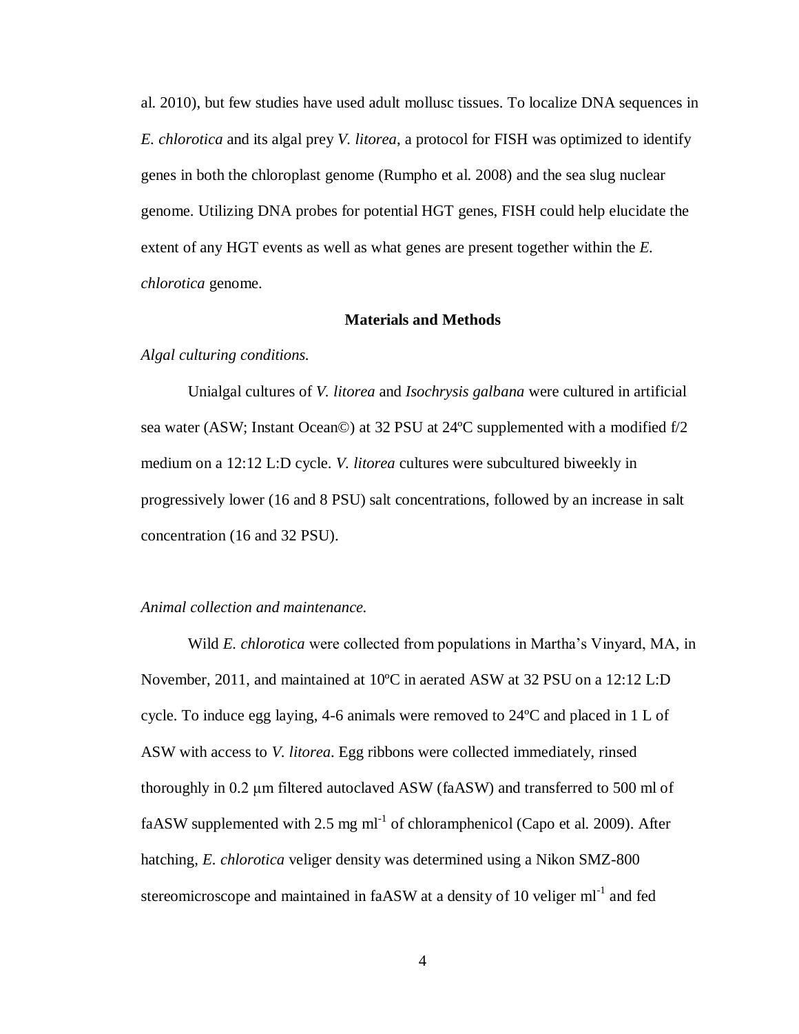al. 2010), but few studies have used adult mollusc tissues. To localize DNA sequences in *E. chlorotica* and its algal prey *V. litorea*, a protocol for FISH was optimized to identify genes in both the chloroplast genome (Rumpho et al. 2008) and the sea slug nuclear genome. Utilizing DNA probes for potential HGT genes, FISH could help elucidate the extent of any HGT events as well as what genes are present together within the *E. chlorotica* genome.

## Materials and Methods

*Algal culturing conditions.*

Unialgal cultures of *V. litorea* and *Isochrysis galbana* were cultured in artificial sea water (ASW; Instant Ocean©) at 32 PSU at 24ºC supplemented with a modified f/2 medium on a 12:12 L:D cycle. *V. litorea* cultures were subcultured biweekly in progressively lower (16 and 8 PSU) salt concentrations, followed by an increase in salt concentration (16 and 32 PSU).

*Animal collection and maintenance.*

Wild *E. chlorotica* were collected from populations in Martha's Vinyard, MA, in November, 2011, and maintained at 10ºC in aerated ASW at 32 PSU on a 12:12 L:D cycle. To induce egg laying, 4-6 animals were removed to 24ºC and placed in 1 L of ASW with access to *V. litorea*. Egg ribbons were collected immediately, rinsed thoroughly in 0.2 μm filtered autoclaved ASW (faASW) and transferred to 500 ml of faASW supplemented with 2.5 mg $ml^{-1}$ of chloramphenicol (Capo et al. 2009). After hatching, *E. chlorotica* veliger density was determined using a Nikon SMZ-800 stereomicroscope and maintained in faASW at a density of 10 veliger $ml^{-1}$ and fed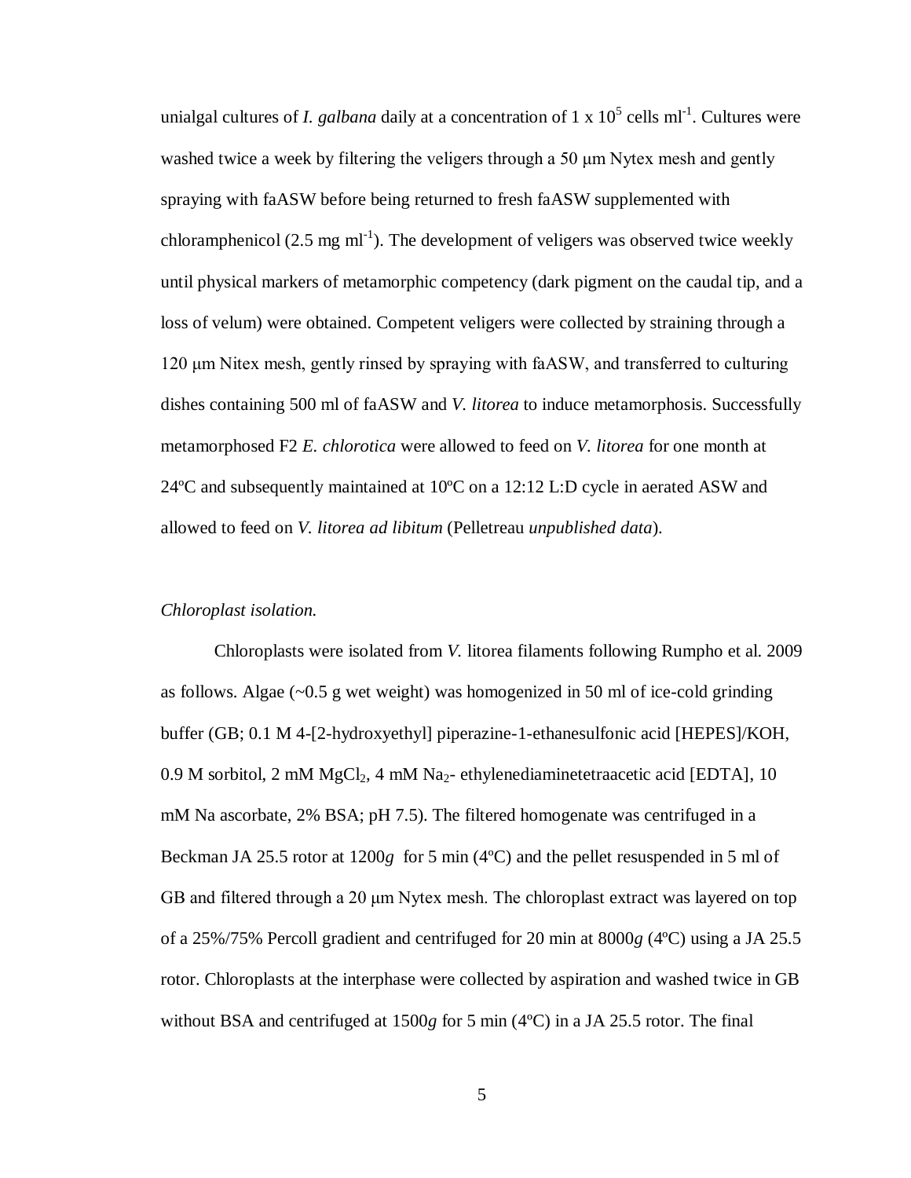unialgal cultures of *I. galbana* daily at a concentration of 1 x $10^5$ cells $ml^{-1}$. Cultures were washed twice a week by filtering the veligers through a 50 μm Nytex mesh and gently spraying with faASW before being returned to fresh faASW supplemented with chloramphenicol (2.5 mg $ml^{-1}$). The development of veligers was observed twice weekly until physical markers of metamorphic competency (dark pigment on the caudal tip, and a loss of velum) were obtained. Competent veligers were collected by straining through a 120 μm Nitex mesh, gently rinsed by spraying with faASW, and transferred to culturing dishes containing 500 ml of faASW and *V. litorea* to induce metamorphosis. Successfully metamorphosed F2 *E. chlorotica* were allowed to feed on *V. litorea* for one month at 24ºC and subsequently maintained at 10ºC on a 12:12 L:D cycle in aerated ASW and allowed to feed on *V. litorea ad libitum* (Pelletreau *unpublished data*).

*Chloroplast isolation.*

Chloroplasts were isolated from *V.* litorea filaments following Rumpho et al. 2009 as follows. Algae (~0.5 g wet weight) was homogenized in 50 ml of ice-cold grinding buffer (GB; 0.1 M 4-[2-hydroxyethyl] piperazine-1-ethanesulfonic acid [HEPES]/KOH, 0.9 M sorbitol, 2 mM $MgCl_2$, 4 mM $Na_2$- ethylenediaminetetraacetic acid [EDTA], 10 mM Na ascorbate, 2% BSA; pH 7.5). The filtered homogenate was centrifuged in a Beckman JA 25.5 rotor at 1200*g* for 5 min (4ºC) and the pellet resuspended in 5 ml of GB and filtered through a 20 μm Nytex mesh. The chloroplast extract was layered on top of a 25%/75% Percoll gradient and centrifuged for 20 min at 8000*g* (4ºC) using a JA 25.5 rotor. Chloroplasts at the interphase were collected by aspiration and washed twice in GB without BSA and centrifuged at 1500*g* for 5 min (4ºC) in a JA 25.5 rotor. The final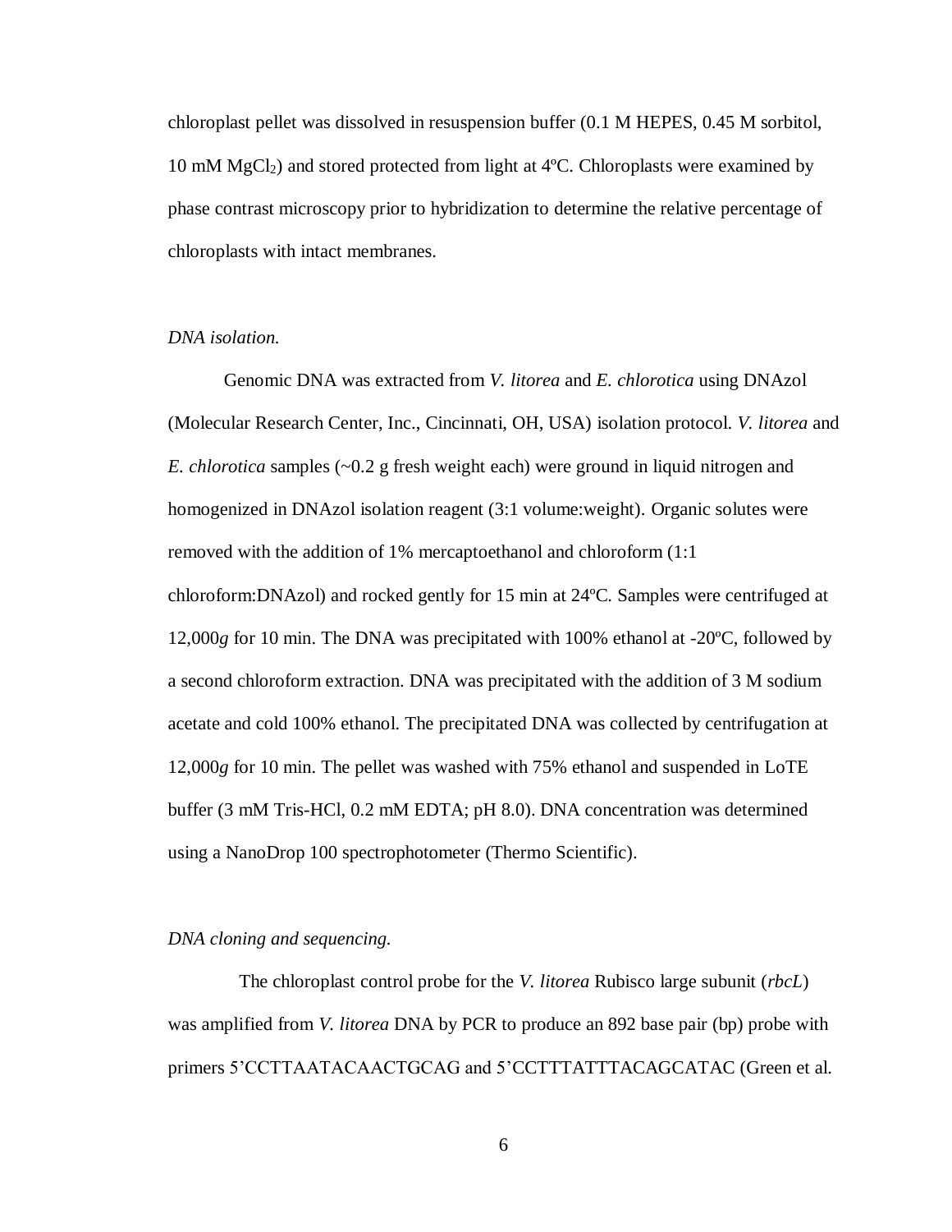chloroplast pellet was dissolved in resuspension buffer (0.1 M HEPES, 0.45 M sorbitol, 10 mM $MgCl_2$) and stored protected from light at 4ºC. Chloroplasts were examined by phase contrast microscopy prior to hybridization to determine the relative percentage of chloroplasts with intact membranes.

*DNA isolation.*

Genomic DNA was extracted from *V. litorea* and *E. chlorotica* using DNAzol (Molecular Research Center, Inc., Cincinnati, OH, USA) isolation protocol. *V. litorea* and *E. chlorotica* samples (~0.2 g fresh weight each) were ground in liquid nitrogen and homogenized in DNAzol isolation reagent (3:1 volume:weight). Organic solutes were removed with the addition of 1% mercaptoethanol and chloroform (1:1 chloroform:DNAzol) and rocked gently for 15 min at 24ºC. Samples were centrifuged at 12,000*g* for 10 min. The DNA was precipitated with 100% ethanol at -20ºC, followed by a second chloroform extraction. DNA was precipitated with the addition of 3 M sodium acetate and cold 100% ethanol. The precipitated DNA was collected by centrifugation at 12,000*g* for 10 min. The pellet was washed with 75% ethanol and suspended in LoTE buffer (3 mM Tris-HCl, 0.2 mM EDTA; pH 8.0). DNA concentration was determined using a NanoDrop 100 spectrophotometer (Thermo Scientific).

*DNA cloning and sequencing.*

The chloroplast control probe for the *V. litorea* Rubisco large subunit (*rbcL*) was amplified from *V. litorea* DNA by PCR to produce an 892 base pair (bp) probe with primers 5'CCTTAATACAACTGCAG and 5'CCTTTATTTACAGCATAC (Green et al.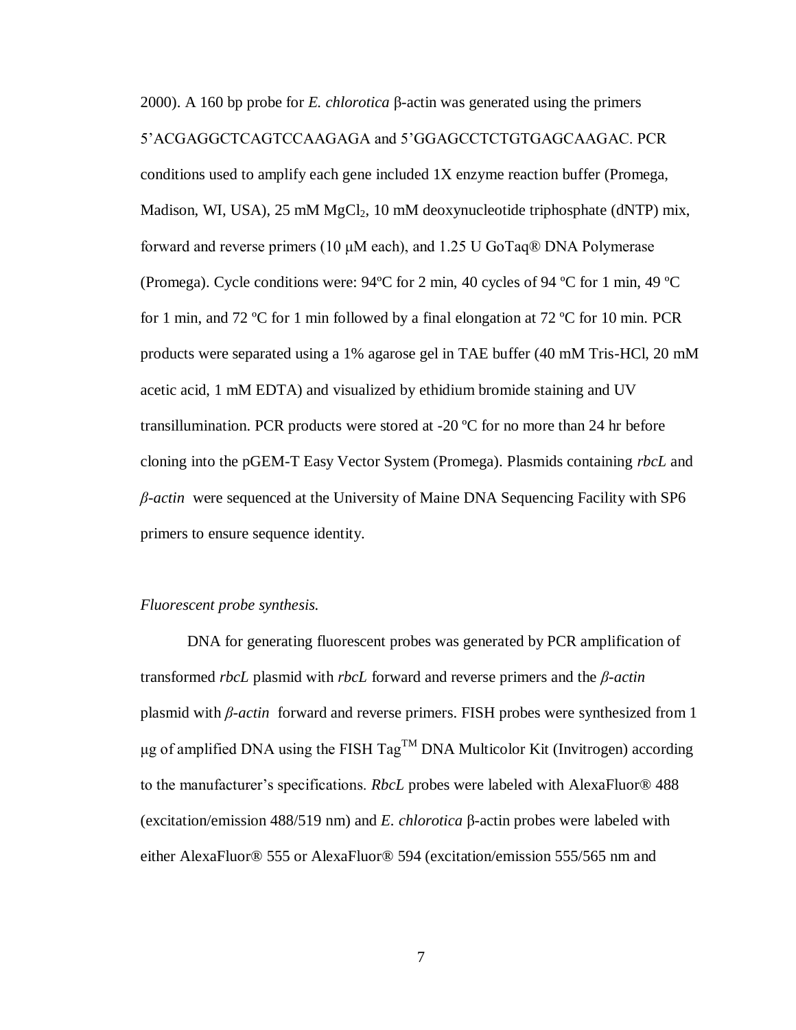2000). A 160 bp probe for *E. chlorotica* β-actin was generated using the primers 5'ACGAGGCTCAGTCCAAGAGA and 5'GGAGCCTCTGTGAGCAAGAC. PCR conditions used to amplify each gene included 1X enzyme reaction buffer (Promega, Madison, WI, USA), 25 mM $MgCl_2$, 10 mM deoxynucleotide triphosphate (dNTP) mix, forward and reverse primers (10 μM each), and 1.25 U GoTaq® DNA Polymerase (Promega). Cycle conditions were: 94ºC for 2 min, 40 cycles of 94 ºC for 1 min, 49 ºC for 1 min, and 72 ºC for 1 min followed by a final elongation at 72 ºC for 10 min. PCR products were separated using a 1% agarose gel in TAE buffer (40 mM Tris-HCl, 20 mM acetic acid, 1 mM EDTA) and visualized by ethidium bromide staining and UV transillumination. PCR products were stored at -20 ºC for no more than 24 hr before cloning into the pGEM-T Easy Vector System (Promega). Plasmids containing *rbcL* and *β-actin* were sequenced at the University of Maine DNA Sequencing Facility with SP6 primers to ensure sequence identity.

*Fluorescent probe synthesis.*

DNA for generating fluorescent probes was generated by PCR amplification of transformed *rbcL* plasmid with *rbcL* forward and reverse primers and the *β-actin* plasmid with *β-actin* forward and reverse primers. FISH probes were synthesized from 1 μg of amplified DNA using the FISH Tag™ DNA Multicolor Kit (Invitrogen) according to the manufacturer's specifications. *RbcL* probes were labeled with AlexaFluor® 488 (excitation/emission 488/519 nm) and *E. chlorotica* β-actin probes were labeled with either AlexaFluor® 555 or AlexaFluor® 594 (excitation/emission 555/565 nm and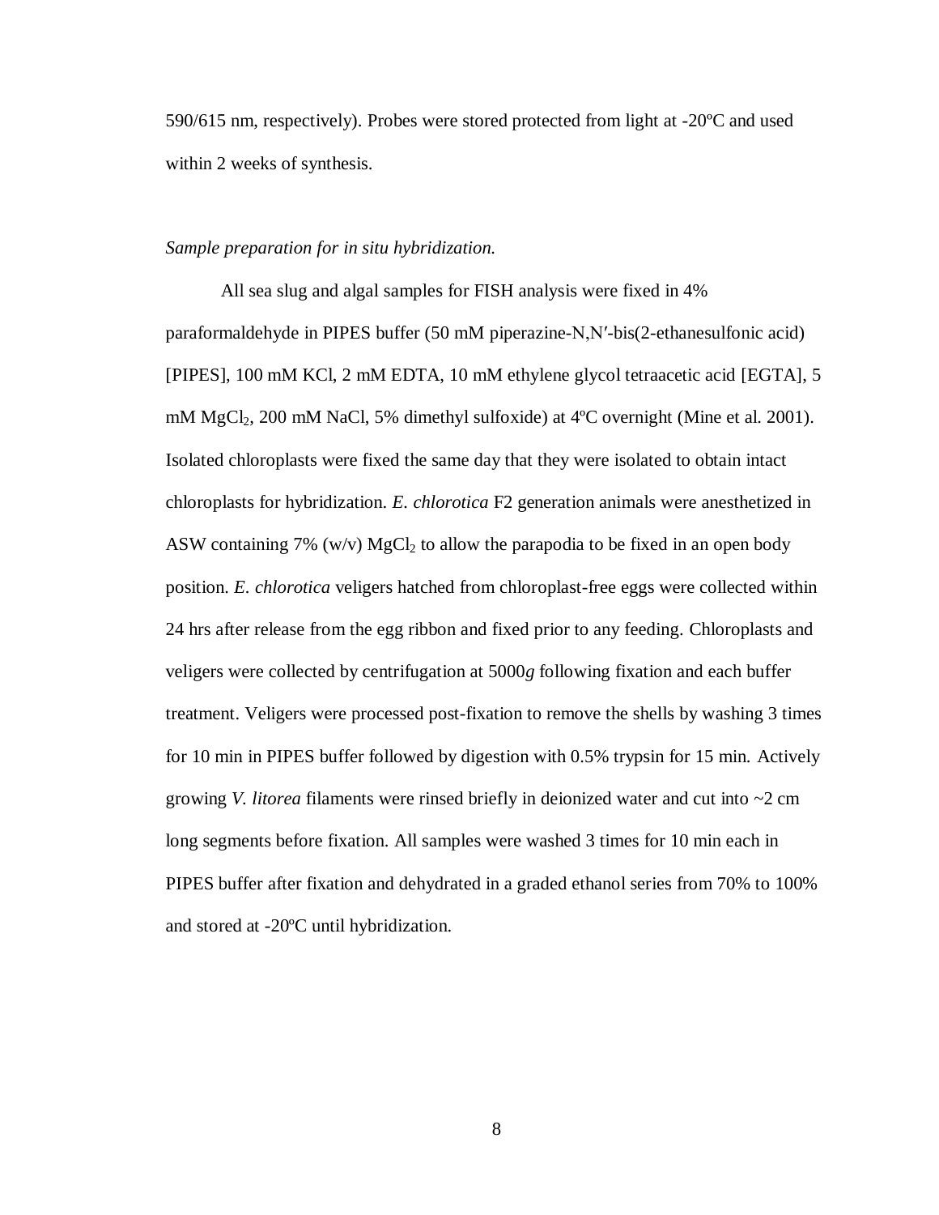590/615 nm, respectively). Probes were stored protected from light at -20ºC and used within 2 weeks of synthesis.

*Sample preparation for in situ hybridization.*

All sea slug and algal samples for FISH analysis were fixed in 4% paraformaldehyde in PIPES buffer (50 mM piperazine-N,N′-bis(2-ethanesulfonic acid) [PIPES], 100 mM KCl, 2 mM EDTA, 10 mM ethylene glycol tetraacetic acid [EGTA], 5 mM $MgCl_2$, 200 mM NaCl, 5% dimethyl sulfoxide) at 4ºC overnight (Mine et al. 2001). Isolated chloroplasts were fixed the same day that they were isolated to obtain intact chloroplasts for hybridization. *E. chlorotica* F2 generation animals were anesthetized in ASW containing 7% (w/v) $MgCl_2$ to allow the parapodia to be fixed in an open body position. *E. chlorotica* veligers hatched from chloroplast-free eggs were collected within 24 hrs after release from the egg ribbon and fixed prior to any feeding. Chloroplasts and veligers were collected by centrifugation at 5000*g* following fixation and each buffer treatment. Veligers were processed post-fixation to remove the shells by washing 3 times for 10 min in PIPES buffer followed by digestion with 0.5% trypsin for 15 min. Actively growing *V. litorea* filaments were rinsed briefly in deionized water and cut into ~2 cm long segments before fixation. All samples were washed 3 times for 10 min each in PIPES buffer after fixation and dehydrated in a graded ethanol series from 70% to 100% and stored at -20ºC until hybridization.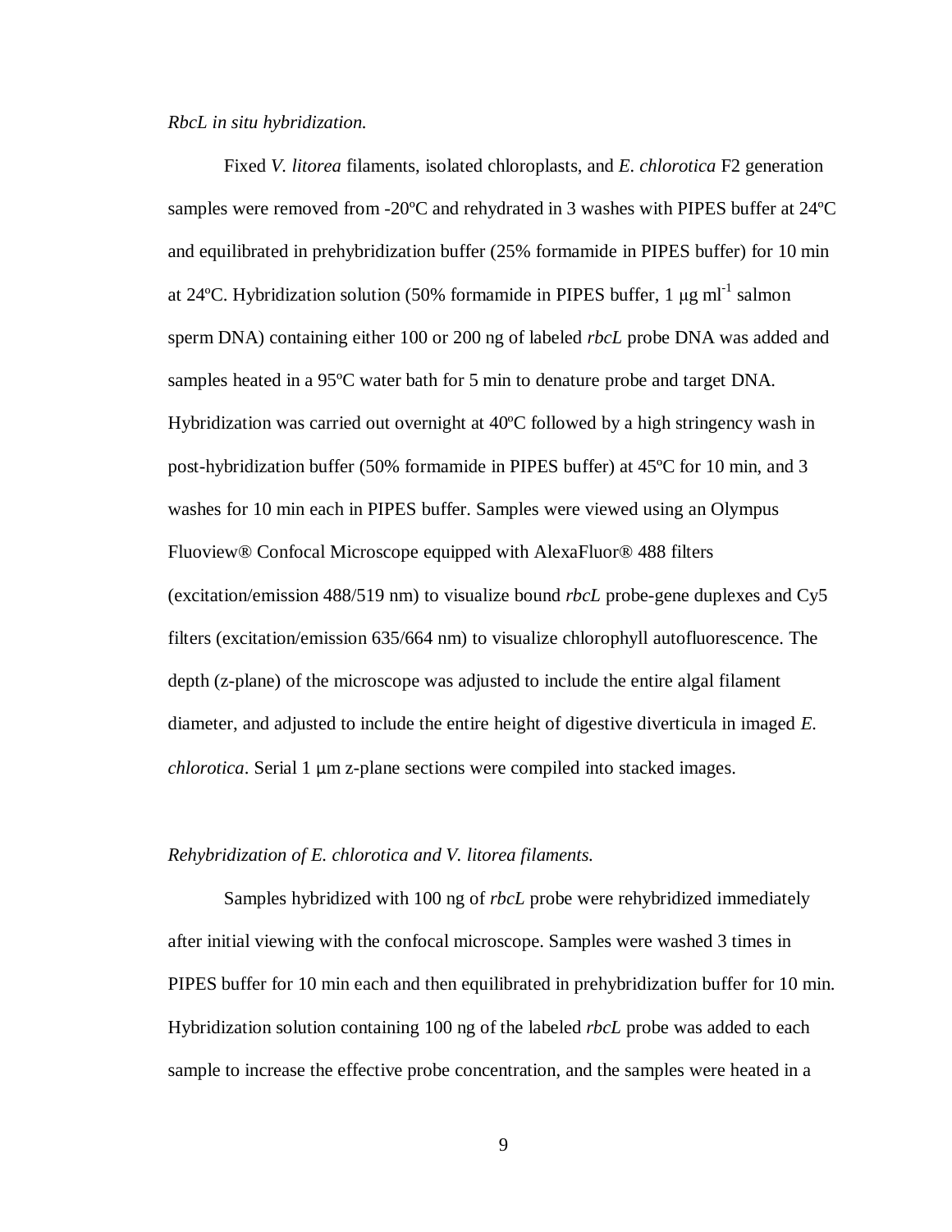*RbcL in situ hybridization.*

Fixed *V. litorea* filaments, isolated chloroplasts, and *E. chlorotica* F2 generation samples were removed from -20ºC and rehydrated in 3 washes with PIPES buffer at 24ºC and equilibrated in prehybridization buffer (25% formamide in PIPES buffer) for 10 min at 24ºC. Hybridization solution (50% formamide in PIPES buffer, 1 μg $ml^{-1}$ salmon sperm DNA) containing either 100 or 200 ng of labeled *rbcL* probe DNA was added and samples heated in a 95ºC water bath for 5 min to denature probe and target DNA. Hybridization was carried out overnight at 40ºC followed by a high stringency wash in post-hybridization buffer (50% formamide in PIPES buffer) at 45ºC for 10 min, and 3 washes for 10 min each in PIPES buffer. Samples were viewed using an Olympus Fluoview® Confocal Microscope equipped with AlexaFluor® 488 filters (excitation/emission 488/519 nm) to visualize bound *rbcL* probe-gene duplexes and Cy5 filters (excitation/emission 635/664 nm) to visualize chlorophyll autofluorescence. The depth (z-plane) of the microscope was adjusted to include the entire algal filament diameter, and adjusted to include the entire height of digestive diverticula in imaged *E. chlorotica*. Serial 1 μm z-plane sections were compiled into stacked images.

*Rehybridization of E. chlorotica and V. litorea filaments.*

Samples hybridized with 100 ng of *rbcL* probe were rehybridized immediately after initial viewing with the confocal microscope. Samples were washed 3 times in PIPES buffer for 10 min each and then equilibrated in prehybridization buffer for 10 min. Hybridization solution containing 100 ng of the labeled *rbcL* probe was added to each sample to increase the effective probe concentration, and the samples were heated in a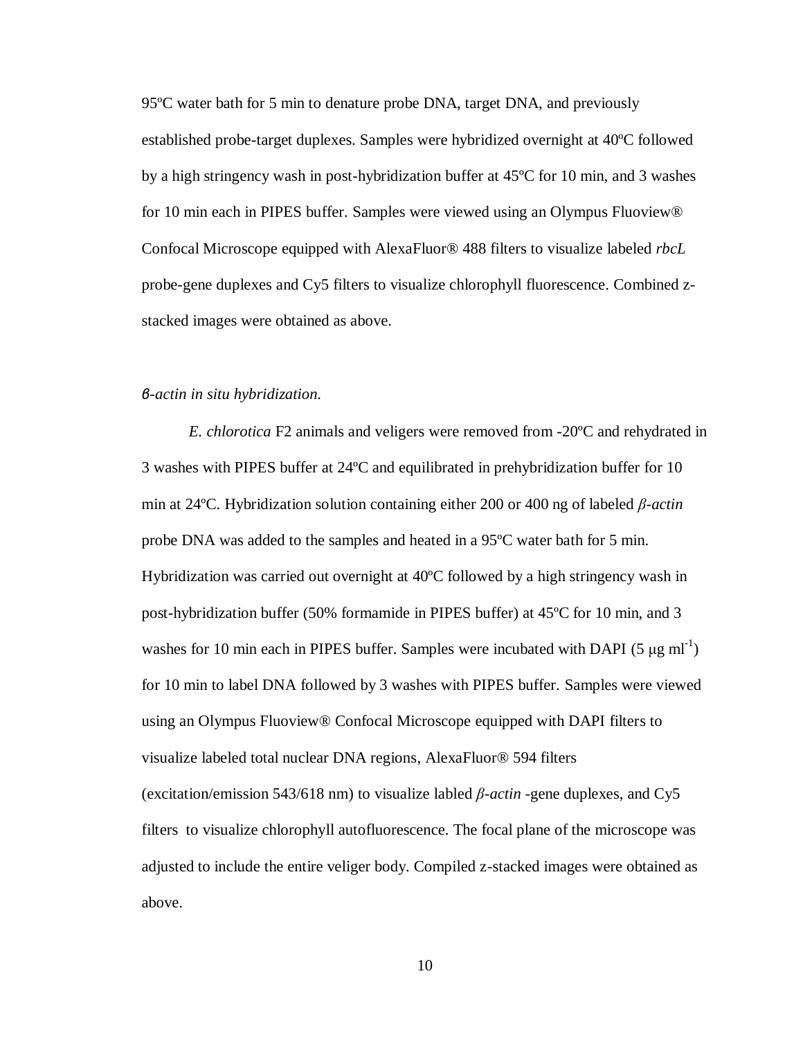95ºC water bath for 5 min to denature probe DNA, target DNA, and previously established probe-target duplexes. Samples were hybridized overnight at 40ºC followed by a high stringency wash in post-hybridization buffer at 45ºC for 10 min, and 3 washes for 10 min each in PIPES buffer. Samples were viewed using an Olympus Fluoview® Confocal Microscope equipped with AlexaFluor® 488 filters to visualize labeled *rbcL* probe-gene duplexes and Cy5 filters to visualize chlorophyll fluorescence. Combined z-stacked images were obtained as above.

*β-actin in situ hybridization.*

*E. chlorotica* F2 animals and veligers were removed from -20ºC and rehydrated in 3 washes with PIPES buffer at 24ºC and equilibrated in prehybridization buffer for 10 min at 24ºC. Hybridization solution containing either 200 or 400 ng of labeled *β-actin* probe DNA was added to the samples and heated in a 95ºC water bath for 5 min. Hybridization was carried out overnight at 40ºC followed by a high stringency wash in post-hybridization buffer (50% formamide in PIPES buffer) at 45ºC for 10 min, and 3 washes for 10 min each in PIPES buffer. Samples were incubated with DAPI (5 $\mu g\ ml^{-1}$) for 10 min to label DNA followed by 3 washes with PIPES buffer. Samples were viewed using an Olympus Fluoview® Confocal Microscope equipped with DAPI filters to visualize labeled total nuclear DNA regions, AlexaFluor® 594 filters (excitation/emission 543/618 nm) to visualize labled *β-actin* -gene duplexes, and Cy5 filters to visualize chlorophyll autofluorescence. The focal plane of the microscope was adjusted to include the entire veliger body. Compiled z-stacked images were obtained as above.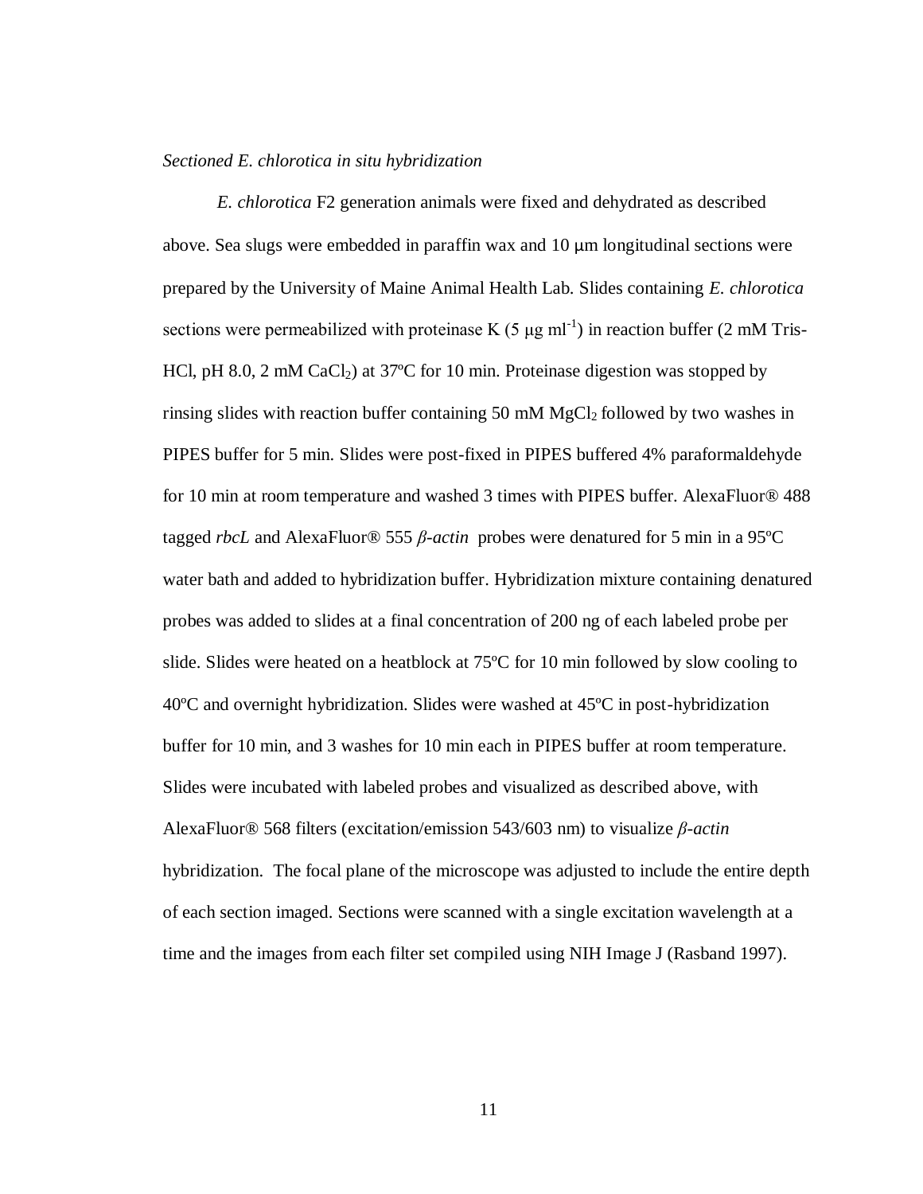*Sectioned E. chlorotica in situ hybridization*

*E. chlorotica* F2 generation animals were fixed and dehydrated as described above. Sea slugs were embedded in paraffin wax and 10 μm longitudinal sections were prepared by the University of Maine Animal Health Lab. Slides containing *E. chlorotica* sections were permeabilized with proteinase K (5 μg $ml^{-1}$) in reaction buffer (2 mM Tris-HCl, pH 8.0, 2 mM $CaCl_2$) at 37ºC for 10 min. Proteinase digestion was stopped by rinsing slides with reaction buffer containing 50 mM $MgCl_2$ followed by two washes in PIPES buffer for 5 min. Slides were post-fixed in PIPES buffered 4% paraformaldehyde for 10 min at room temperature and washed 3 times with PIPES buffer. AlexaFluor® 488 tagged *rbcL* and AlexaFluor® 555 *β-actin* probes were denatured for 5 min in a 95ºC water bath and added to hybridization buffer. Hybridization mixture containing denatured probes was added to slides at a final concentration of 200 ng of each labeled probe per slide. Slides were heated on a heatblock at 75ºC for 10 min followed by slow cooling to 40ºC and overnight hybridization. Slides were washed at 45ºC in post-hybridization buffer for 10 min, and 3 washes for 10 min each in PIPES buffer at room temperature. Slides were incubated with labeled probes and visualized as described above, with AlexaFluor® 568 filters (excitation/emission 543/603 nm) to visualize *β-actin* hybridization. The focal plane of the microscope was adjusted to include the entire depth of each section imaged. Sections were scanned with a single excitation wavelength at a time and the images from each filter set compiled using NIH Image J (Rasband 1997).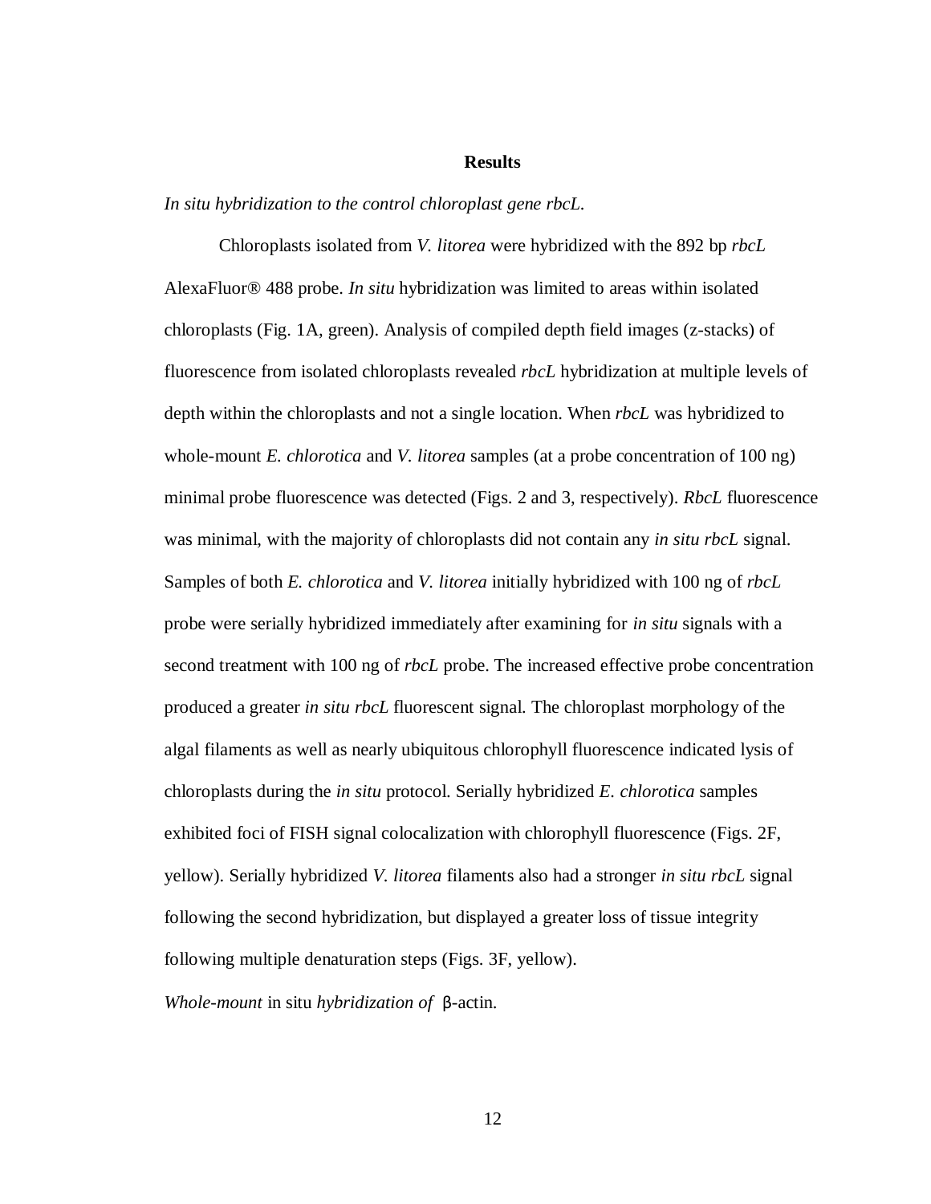## Results

*In situ hybridization to the control chloroplast gene rbcL.*

Chloroplasts isolated from *V. litorea* were hybridized with the 892 bp *rbcL* AlexaFluor® 488 probe. *In situ* hybridization was limited to areas within isolated chloroplasts (Fig. 1A, green). Analysis of compiled depth field images (z-stacks) of fluorescence from isolated chloroplasts revealed *rbcL* hybridization at multiple levels of depth within the chloroplasts and not a single location. When *rbcL* was hybridized to whole-mount *E. chlorotica* and *V. litorea* samples (at a probe concentration of 100 ng) minimal probe fluorescence was detected (Figs. 2 and 3, respectively). *RbcL* fluorescence was minimal, with the majority of chloroplasts did not contain any *in situ rbcL* signal. Samples of both *E. chlorotica* and *V. litorea* initially hybridized with 100 ng of *rbcL* probe were serially hybridized immediately after examining for *in situ* signals with a second treatment with 100 ng of *rbcL* probe. The increased effective probe concentration produced a greater *in situ rbcL* fluorescent signal. The chloroplast morphology of the algal filaments as well as nearly ubiquitous chlorophyll fluorescence indicated lysis of chloroplasts during the *in situ* protocol. Serially hybridized *E. chlorotica* samples exhibited foci of FISH signal colocalization with chlorophyll fluorescence (Figs. 2F, yellow). Serially hybridized *V. litorea* filaments also had a stronger *in situ rbcL* signal following the second hybridization, but displayed a greater loss of tissue integrity following multiple denaturation steps (Figs. 3F, yellow).

*Whole-mount* in situ *hybridization of* β-actin.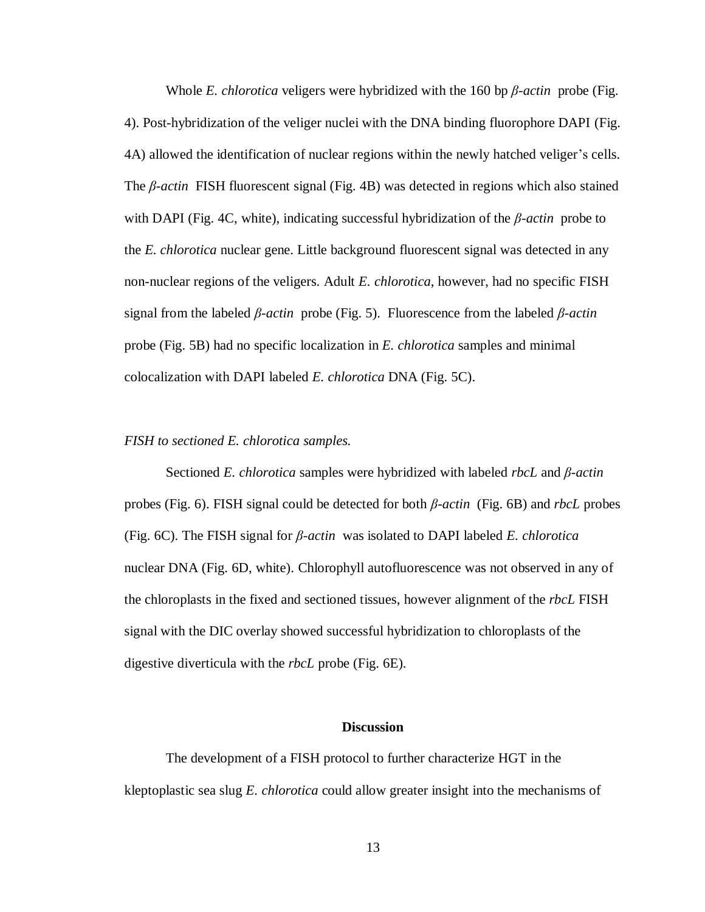Whole *E. chlorotica* veligers were hybridized with the 160 bp *β-actin* probe (Fig. 4). Post-hybridization of the veliger nuclei with the DNA binding fluorophore DAPI (Fig. 4A) allowed the identification of nuclear regions within the newly hatched veliger's cells. The *β-actin* FISH fluorescent signal (Fig. 4B) was detected in regions which also stained with DAPI (Fig. 4C, white), indicating successful hybridization of the *β-actin* probe to the *E. chlorotica* nuclear gene. Little background fluorescent signal was detected in any non-nuclear regions of the veligers. Adult *E. chlorotica*, however, had no specific FISH signal from the labeled *β-actin* probe (Fig. 5). Fluorescence from the labeled *β-actin* probe (Fig. 5B) had no specific localization in *E. chlorotica* samples and minimal colocalization with DAPI labeled *E. chlorotica* DNA (Fig. 5C).

*FISH to sectioned E. chlorotica samples.*

Sectioned *E. chlorotica* samples were hybridized with labeled *rbcL* and *β-actin* probes (Fig. 6). FISH signal could be detected for both *β-actin* (Fig. 6B) and *rbcL* probes (Fig. 6C). The FISH signal for *β-actin* was isolated to DAPI labeled *E. chlorotica* nuclear DNA (Fig. 6D, white). Chlorophyll autofluorescence was not observed in any of the chloroplasts in the fixed and sectioned tissues, however alignment of the *rbcL* FISH signal with the DIC overlay showed successful hybridization to chloroplasts of the digestive diverticula with the *rbcL* probe (Fig. 6E).

## Discussion

The development of a FISH protocol to further characterize HGT in the kleptoplastic sea slug *E. chlorotica* could allow greater insight into the mechanisms of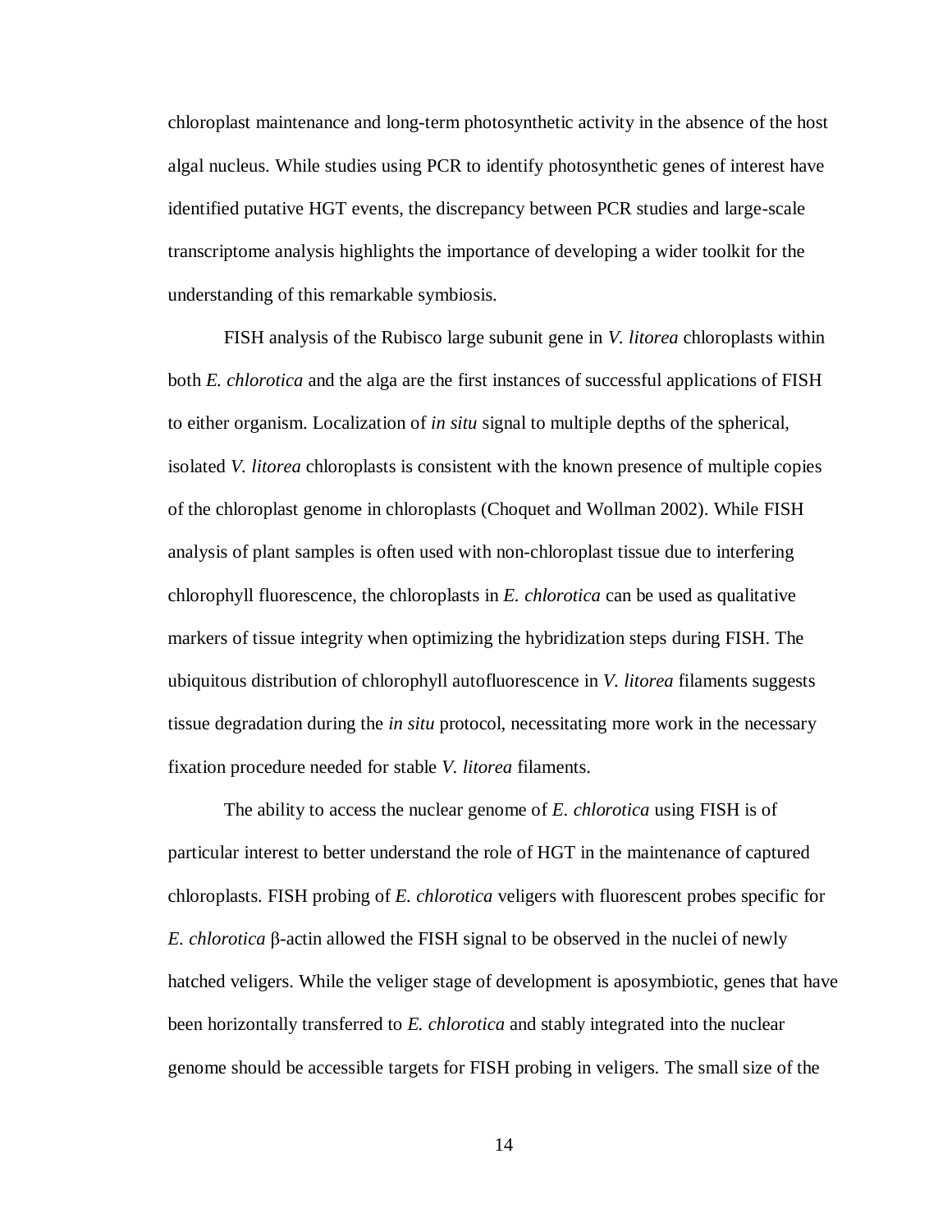chloroplast maintenance and long-term photosynthetic activity in the absence of the host algal nucleus. While studies using PCR to identify photosynthetic genes of interest have identified putative HGT events, the discrepancy between PCR studies and large-scale transcriptome analysis highlights the importance of developing a wider toolkit for the understanding of this remarkable symbiosis.

FISH analysis of the Rubisco large subunit gene in *V. litorea* chloroplasts within both *E. chlorotica* and the alga are the first instances of successful applications of FISH to either organism. Localization of *in situ* signal to multiple depths of the spherical, isolated *V. litorea* chloroplasts is consistent with the known presence of multiple copies of the chloroplast genome in chloroplasts (Choquet and Wollman 2002). While FISH analysis of plant samples is often used with non-chloroplast tissue due to interfering chlorophyll fluorescence, the chloroplasts in *E. chlorotica* can be used as qualitative markers of tissue integrity when optimizing the hybridization steps during FISH. The ubiquitous distribution of chlorophyll autofluorescence in *V. litorea* filaments suggests tissue degradation during the *in situ* protocol, necessitating more work in the necessary fixation procedure needed for stable *V. litorea* filaments.

The ability to access the nuclear genome of *E. chlorotica* using FISH is of particular interest to better understand the role of HGT in the maintenance of captured chloroplasts. FISH probing of *E. chlorotica* veligers with fluorescent probes specific for *E. chlorotica* β-actin allowed the FISH signal to be observed in the nuclei of newly hatched veligers. While the veliger stage of development is aposymbiotic, genes that have been horizontally transferred to *E. chlorotica* and stably integrated into the nuclear genome should be accessible targets for FISH probing in veligers. The small size of the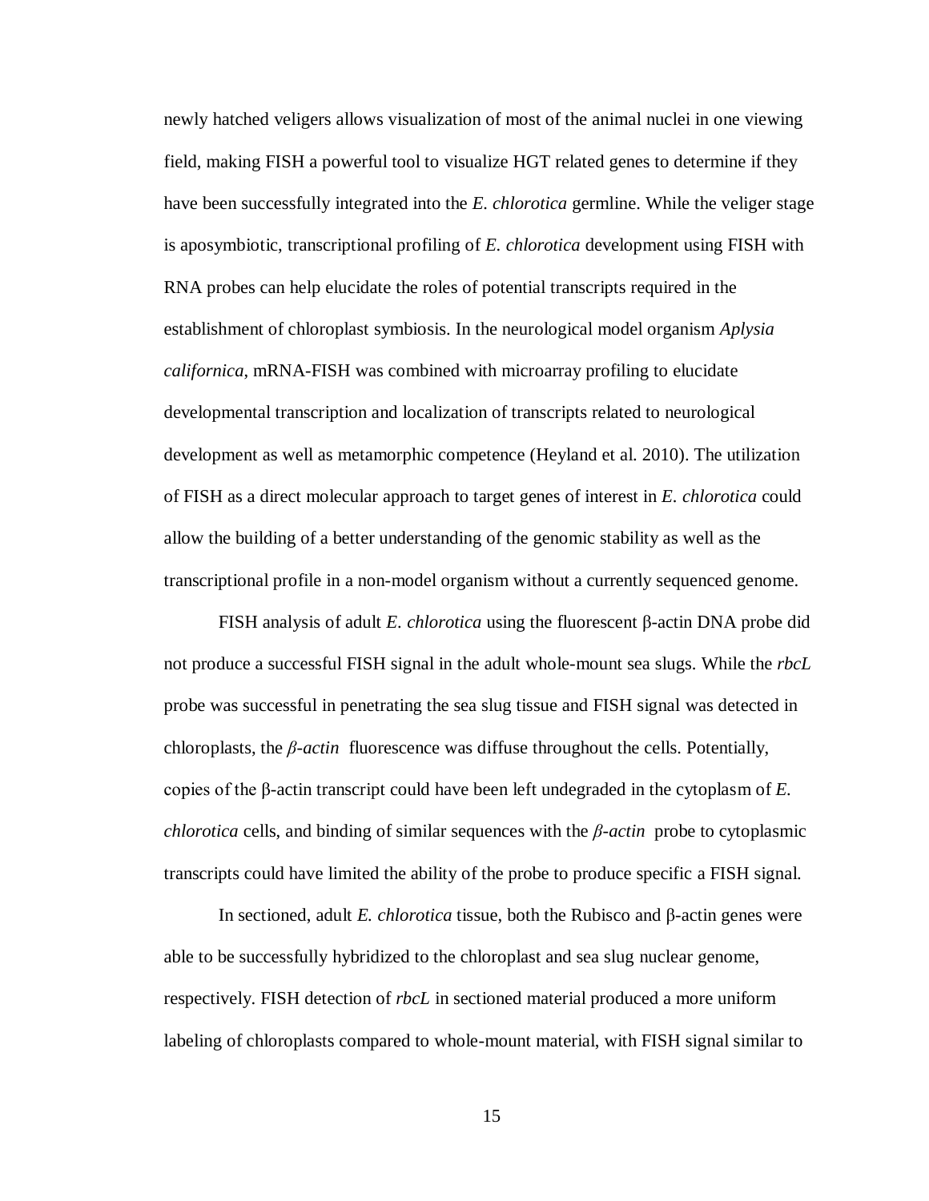newly hatched veligers allows visualization of most of the animal nuclei in one viewing field, making FISH a powerful tool to visualize HGT related genes to determine if they have been successfully integrated into the *E. chlorotica* germline. While the veliger stage is aposymbiotic, transcriptional profiling of *E. chlorotica* development using FISH with RNA probes can help elucidate the roles of potential transcripts required in the establishment of chloroplast symbiosis. In the neurological model organism *Aplysia californica*, mRNA-FISH was combined with microarray profiling to elucidate developmental transcription and localization of transcripts related to neurological development as well as metamorphic competence (Heyland et al. 2010). The utilization of FISH as a direct molecular approach to target genes of interest in *E. chlorotica* could allow the building of a better understanding of the genomic stability as well as the transcriptional profile in a non-model organism without a currently sequenced genome.

FISH analysis of adult *E. chlorotica* using the fluorescent β-actin DNA probe did not produce a successful FISH signal in the adult whole-mount sea slugs. While the *rbcL* probe was successful in penetrating the sea slug tissue and FISH signal was detected in chloroplasts, the *β-actin* fluorescence was diffuse throughout the cells. Potentially, copies of the β-actin transcript could have been left undegraded in the cytoplasm of *E. chlorotica* cells, and binding of similar sequences with the *β-actin* probe to cytoplasmic transcripts could have limited the ability of the probe to produce specific a FISH signal.

In sectioned, adult *E. chlorotica* tissue, both the Rubisco and β-actin genes were able to be successfully hybridized to the chloroplast and sea slug nuclear genome, respectively. FISH detection of *rbcL* in sectioned material produced a more uniform labeling of chloroplasts compared to whole-mount material, with FISH signal similar to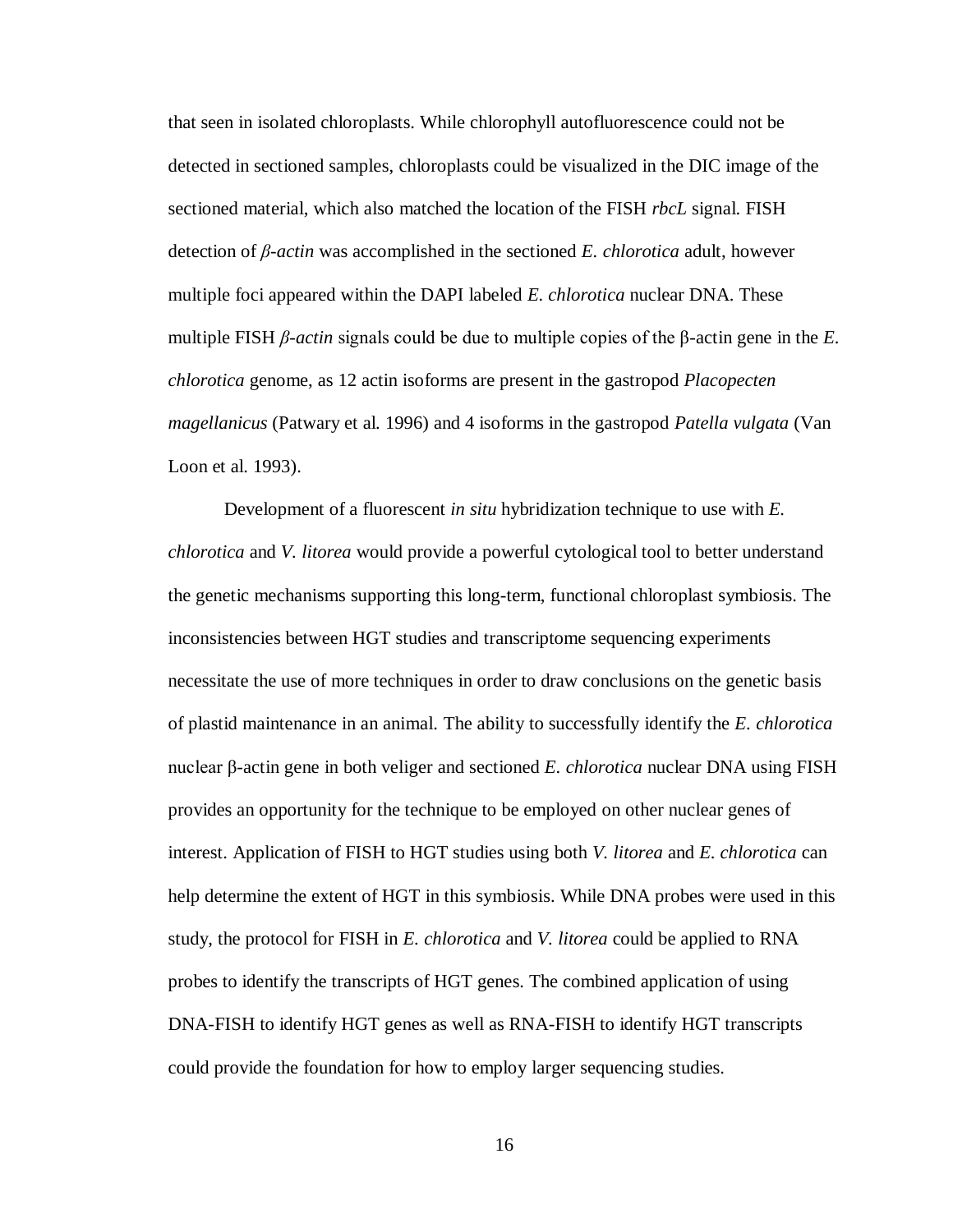that seen in isolated chloroplasts. While chlorophyll autofluorescence could not be detected in sectioned samples, chloroplasts could be visualized in the DIC image of the sectioned material, which also matched the location of the FISH *rbcL* signal. FISH detection of *β-actin* was accomplished in the sectioned *E. chlorotica* adult, however multiple foci appeared within the DAPI labeled *E. chlorotica* nuclear DNA. These multiple FISH *β-actin* signals could be due to multiple copies of the β-actin gene in the *E. chlorotica* genome, as 12 actin isoforms are present in the gastropod *Placopecten magellanicus* (Patwary et al. 1996) and 4 isoforms in the gastropod *Patella vulgata* (Van Loon et al. 1993).

Development of a fluorescent *in situ* hybridization technique to use with *E. chlorotica* and *V. litorea* would provide a powerful cytological tool to better understand the genetic mechanisms supporting this long-term, functional chloroplast symbiosis. The inconsistencies between HGT studies and transcriptome sequencing experiments necessitate the use of more techniques in order to draw conclusions on the genetic basis of plastid maintenance in an animal. The ability to successfully identify the *E. chlorotica* nuclear β-actin gene in both veliger and sectioned *E. chlorotica* nuclear DNA using FISH provides an opportunity for the technique to be employed on other nuclear genes of interest. Application of FISH to HGT studies using both *V. litorea* and *E. chlorotica* can help determine the extent of HGT in this symbiosis. While DNA probes were used in this study, the protocol for FISH in *E. chlorotica* and *V. litorea* could be applied to RNA probes to identify the transcripts of HGT genes. The combined application of using DNA-FISH to identify HGT genes as well as RNA-FISH to identify HGT transcripts could provide the foundation for how to employ larger sequencing studies.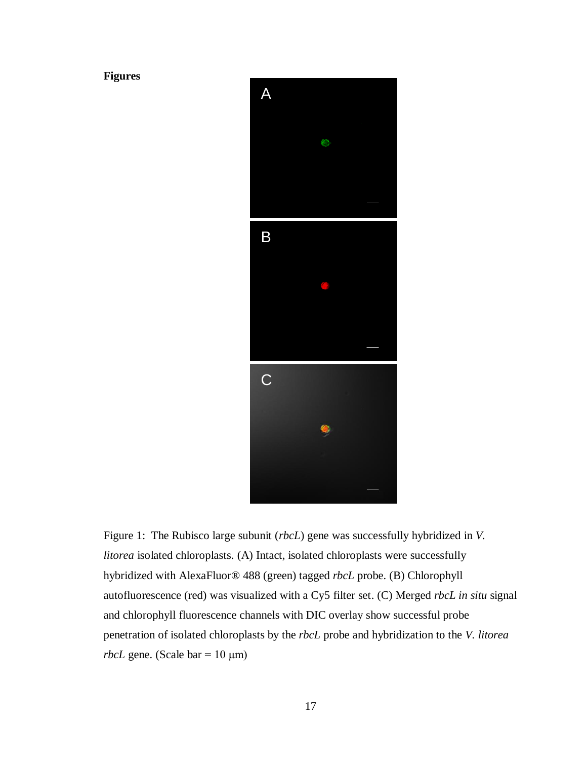**Figures**

Figure 1: The Rubisco large subunit (*rbcL*) gene was successfully hybridized in *V. litorea* isolated chloroplasts. (A) Intact, isolated chloroplasts were successfully hybridized with AlexaFluor® 488 (green) tagged *rbcL* probe. (B) Chlorophyll autofluorescence (red) was visualized with a Cy5 filter set. (C) Merged *rbcL in situ* signal and chlorophyll fluorescence channels with DIC overlay show successful probe penetration of isolated chloroplasts by the *rbcL* probe and hybridization to the *V. litorea rbcL* gene. (Scale bar = 10 µm)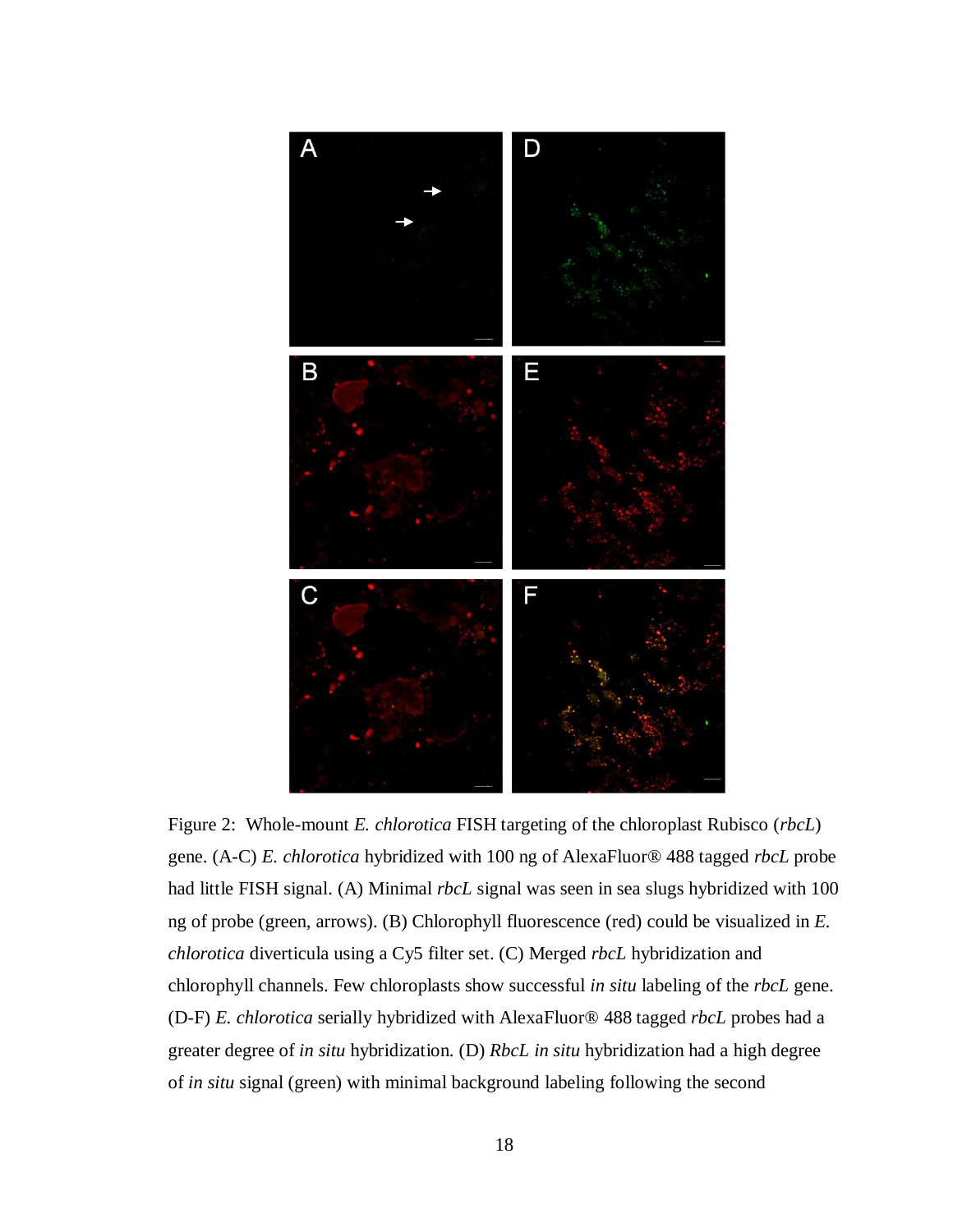Figure 2: Whole-mount *E. chlorotica* FISH targeting of the chloroplast Rubisco (*rbcL*) gene. (A-C) *E. chlorotica* hybridized with 100 ng of AlexaFluor® 488 tagged *rbcL* probe had little FISH signal. (A) Minimal *rbcL* signal was seen in sea slugs hybridized with 100 ng of probe (green, arrows). (B) Chlorophyll fluorescence (red) could be visualized in *E. chlorotica* diverticula using a Cy5 filter set. (C) Merged *rbcL* hybridization and chlorophyll channels. Few chloroplasts show successful *in situ* labeling of the *rbcL* gene. (D-F) *E. chlorotica* serially hybridized with AlexaFluor® 488 tagged *rbcL* probes had a greater degree of *in situ* hybridization. (D) *RbcL in situ* hybridization had a high degree of *in situ* signal (green) with minimal background labeling following the second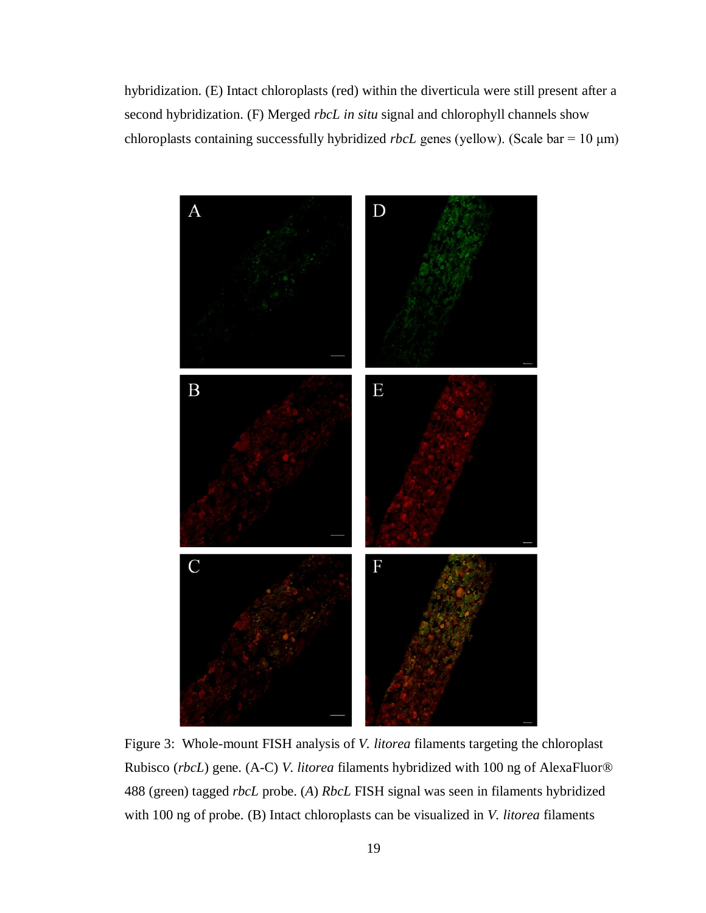hybridization. (E) Intact chloroplasts (red) within the diverticula were still present after a second hybridization. (F) Merged *rbcL in situ* signal and chlorophyll channels show chloroplasts containing successfully hybridized *rbcL* genes (yellow). (Scale bar = 10 μm)

Figure 3: Whole-mount FISH analysis of *V. litorea* filaments targeting the chloroplast Rubisco (*rbcL*) gene. (A-C) *V. litorea* filaments hybridized with 100 ng of AlexaFluor® 488 (green) tagged *rbcL* probe. (*A*) *RbcL* FISH signal was seen in filaments hybridized with 100 ng of probe. (B) Intact chloroplasts can be visualized in *V. litorea* filaments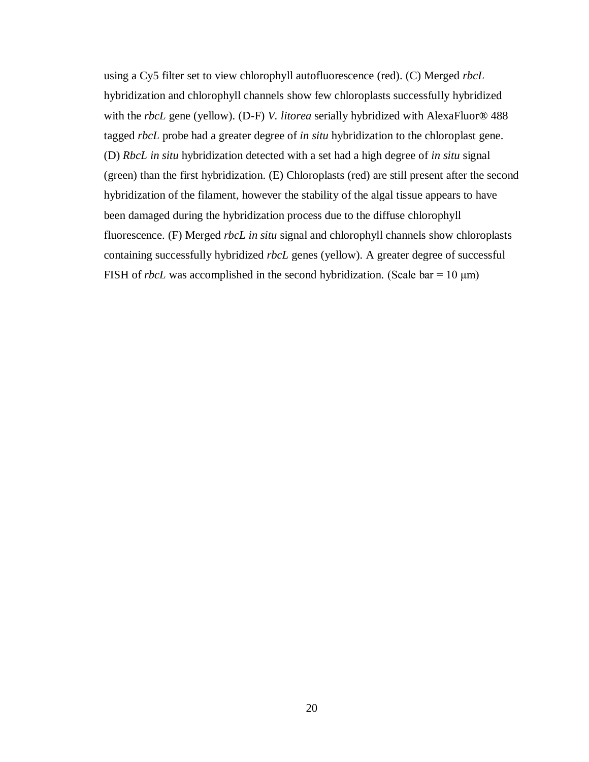using a Cy5 filter set to view chlorophyll autofluorescence (red). (C) Merged *rbcL* hybridization and chlorophyll channels show few chloroplasts successfully hybridized with the *rbcL* gene (yellow). (D-F) *V. litorea* serially hybridized with AlexaFluor® 488 tagged *rbcL* probe had a greater degree of *in situ* hybridization to the chloroplast gene. (D) *RbcL in situ* hybridization detected with a set had a high degree of *in situ* signal (green) than the first hybridization. (E) Chloroplasts (red) are still present after the second hybridization of the filament, however the stability of the algal tissue appears to have been damaged during the hybridization process due to the diffuse chlorophyll fluorescence. (F) Merged *rbcL in situ* signal and chlorophyll channels show chloroplasts containing successfully hybridized *rbcL* genes (yellow). A greater degree of successful FISH of *rbcL* was accomplished in the second hybridization. (Scale bar = 10 μm)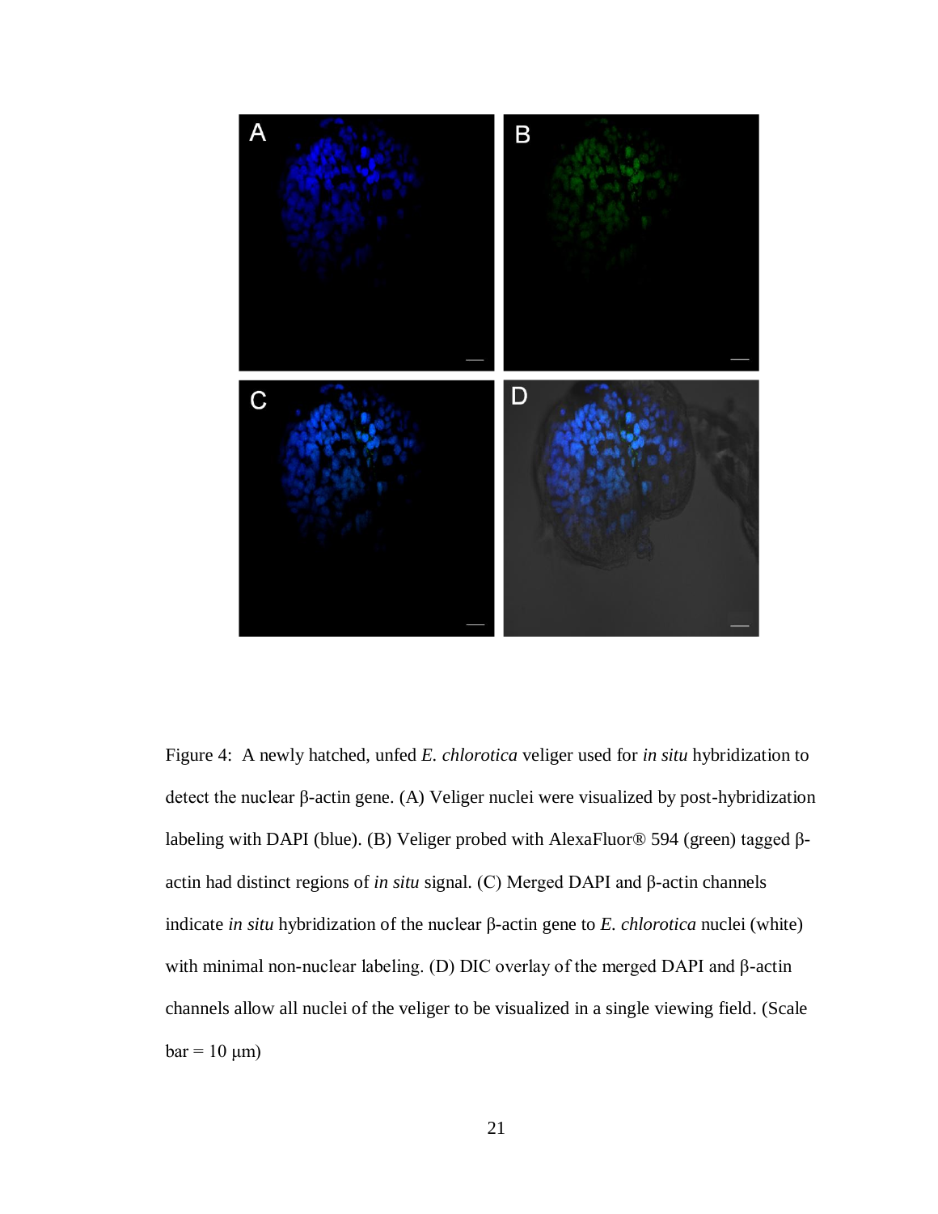Figure 4: A newly hatched, unfed *E. chlorotica* veliger used for *in situ* hybridization to detect the nuclear β-actin gene. (A) Veliger nuclei were visualized by post-hybridization labeling with DAPI (blue). (B) Veliger probed with AlexaFluor® 594 (green) tagged β-actin had distinct regions of *in situ* signal. (C) Merged DAPI and β-actin channels indicate *in situ* hybridization of the nuclear β-actin gene to *E. chlorotica* nuclei (white) with minimal non-nuclear labeling. (D) DIC overlay of the merged DAPI and β-actin channels allow all nuclei of the veliger to be visualized in a single viewing field. (Scale bar = 10 μm)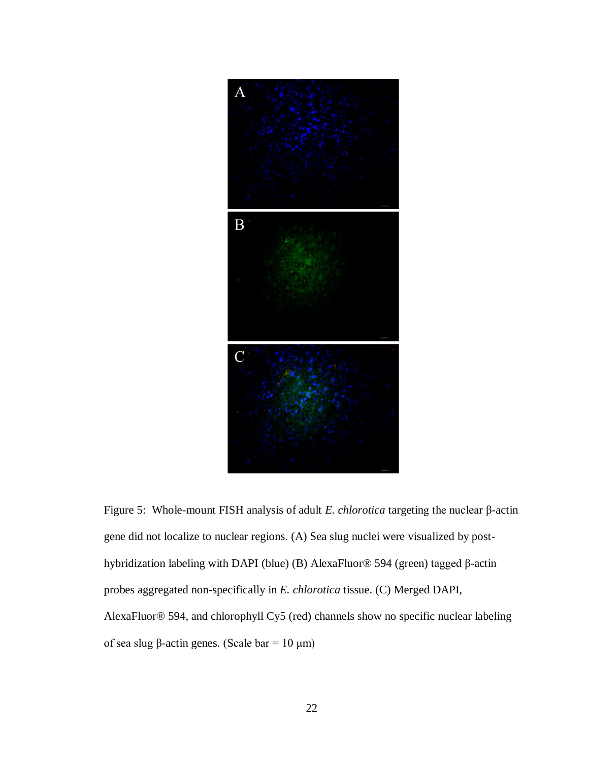Figure 5: Whole-mount FISH analysis of adult *E. chlorotica* targeting the nuclear β-actin gene did not localize to nuclear regions. (A) Sea slug nuclei were visualized by post-hybridization labeling with DAPI (blue) (B) AlexaFluor® 594 (green) tagged β-actin probes aggregated non-specifically in *E. chlorotica* tissue. (C) Merged DAPI, AlexaFluor® 594, and chlorophyll Cy5 (red) channels show no specific nuclear labeling of sea slug β-actin genes. (Scale bar = 10 μm)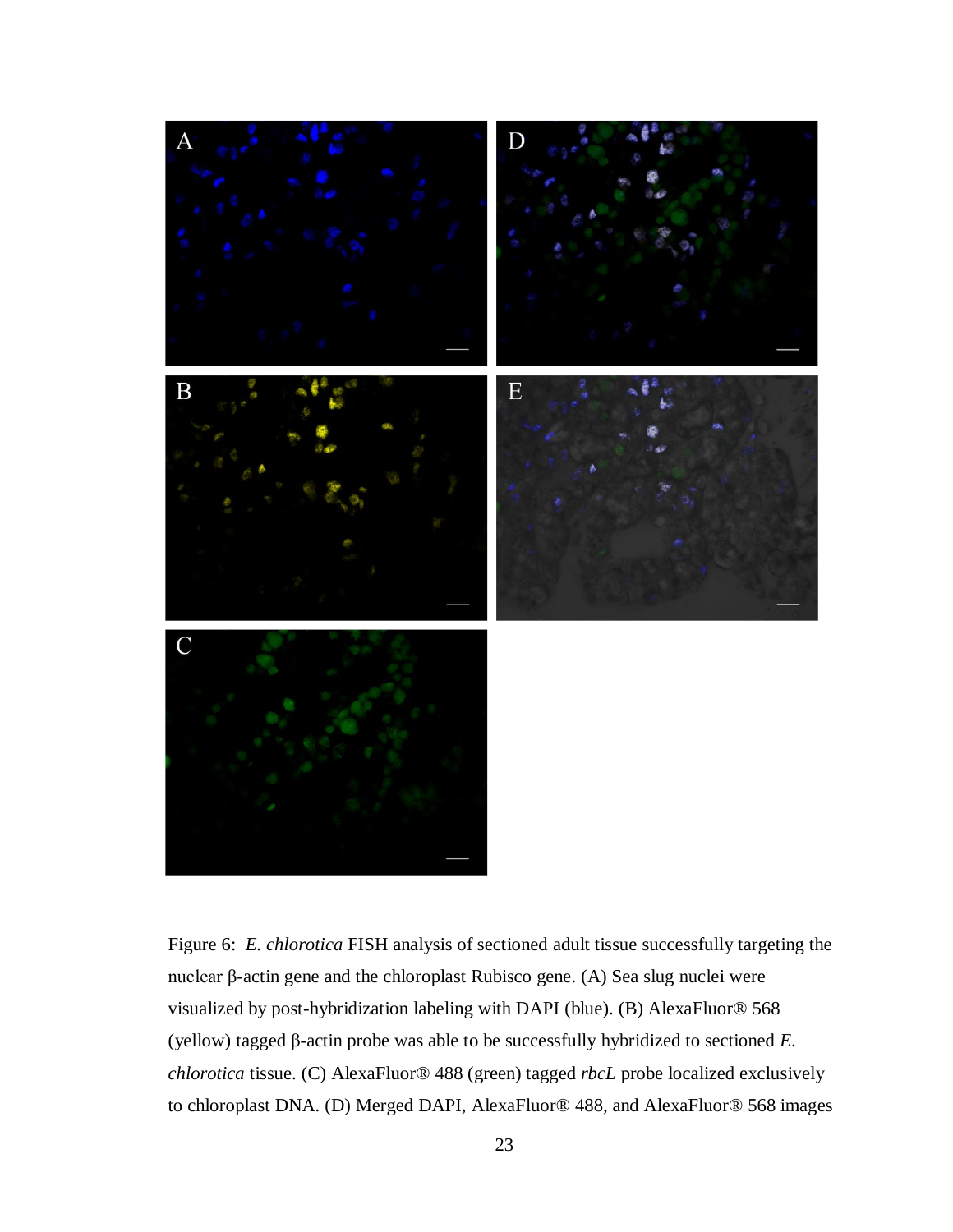Figure 6: *E. chlorotica* FISH analysis of sectioned adult tissue successfully targeting the nuclear β-actin gene and the chloroplast Rubisco gene. (A) Sea slug nuclei were visualized by post-hybridization labeling with DAPI (blue). (B) AlexaFluor® 568 (yellow) tagged β-actin probe was able to be successfully hybridized to sectioned *E. chlorotica* tissue. (C) AlexaFluor® 488 (green) tagged *rbcL* probe localized exclusively to chloroplast DNA. (D) Merged DAPI, AlexaFluor® 488, and AlexaFluor® 568 images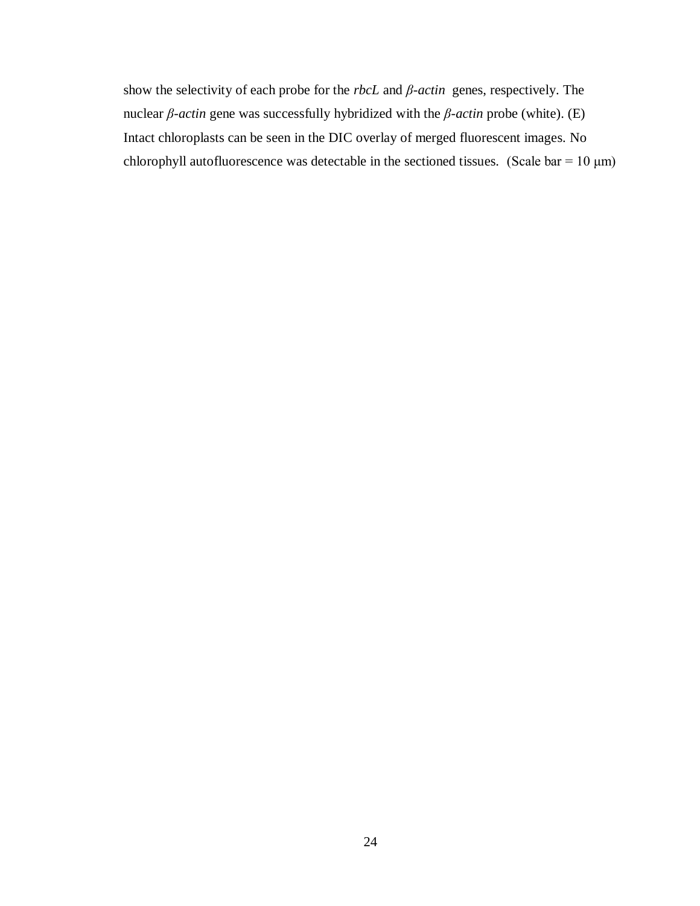show the selectivity of each probe for the *rbcL* and *β-actin* genes, respectively. The nuclear *β-actin* gene was successfully hybridized with the *β-actin* probe (white). (E) Intact chloroplasts can be seen in the DIC overlay of merged fluorescent images. No chlorophyll autofluorescence was detectable in the sectioned tissues. (Scale bar = 10 μm)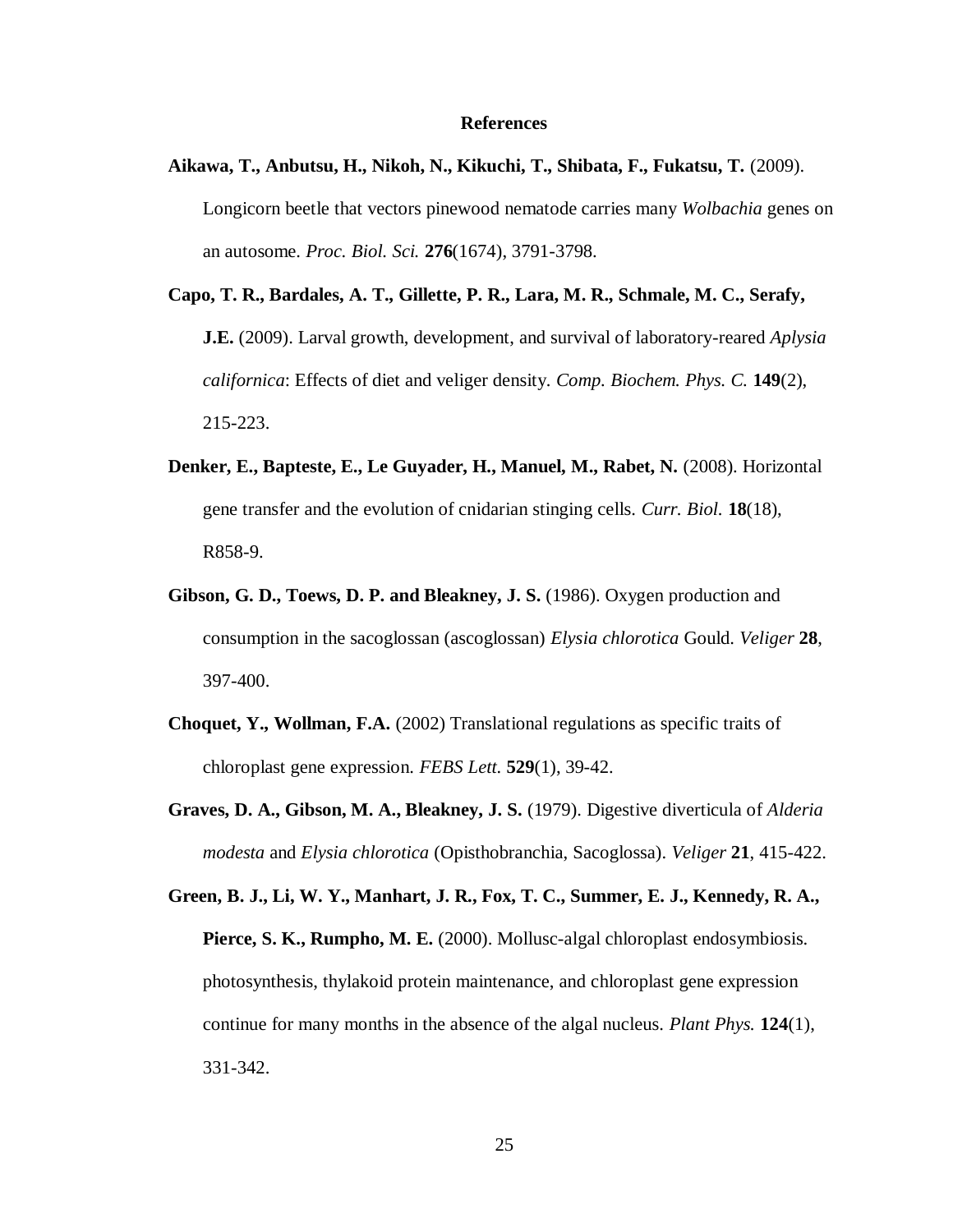# References

**Aikawa, T., Anbutsu, H., Nikoh, N., Kikuchi, T., Shibata, F., Fukatsu, T.** (2009). Longicorn beetle that vectors pinewood nematode carries many *Wolbachia* genes on an autosome. *Proc. Biol. Sci.* **276**(1674), 3791-3798.

**Capo, T. R., Bardales, A. T., Gillette, P. R., Lara, M. R., Schmale, M. C., Serafy, J.E.** (2009). Larval growth, development, and survival of laboratory-reared *Aplysia californica*: Effects of diet and veliger density. *Comp. Biochem. Phys. C.* **149**(2), 215-223.

**Denker, E., Bapteste, E., Le Guyader, H., Manuel, M., Rabet, N.** (2008). Horizontal gene transfer and the evolution of cnidarian stinging cells. *Curr. Biol.* **18**(18), R858-9.

**Gibson, G. D., Toews, D. P. and Bleakney, J. S.** (1986). Oxygen production and consumption in the sacoglossan (ascoglossan) *Elysia chlorotica* Gould. *Veliger* **28**, 397-400.

**Choquet, Y., Wollman, F.A.** (2002) Translational regulations as specific traits of chloroplast gene expression. *FEBS Lett.* **529**(1), 39-42.

**Graves, D. A., Gibson, M. A., Bleakney, J. S.** (1979). Digestive diverticula of *Alderia modesta* and *Elysia chlorotica* (Opisthobranchia, Sacoglossa). *Veliger* **21**, 415-422.

**Green, B. J., Li, W. Y., Manhart, J. R., Fox, T. C., Summer, E. J., Kennedy, R. A., Pierce, S. K., Rumpho, M. E.** (2000). Mollusc-algal chloroplast endosymbiosis. photosynthesis, thylakoid protein maintenance, and chloroplast gene expression continue for many months in the absence of the algal nucleus. *Plant Phys.* **124**(1), 331-342.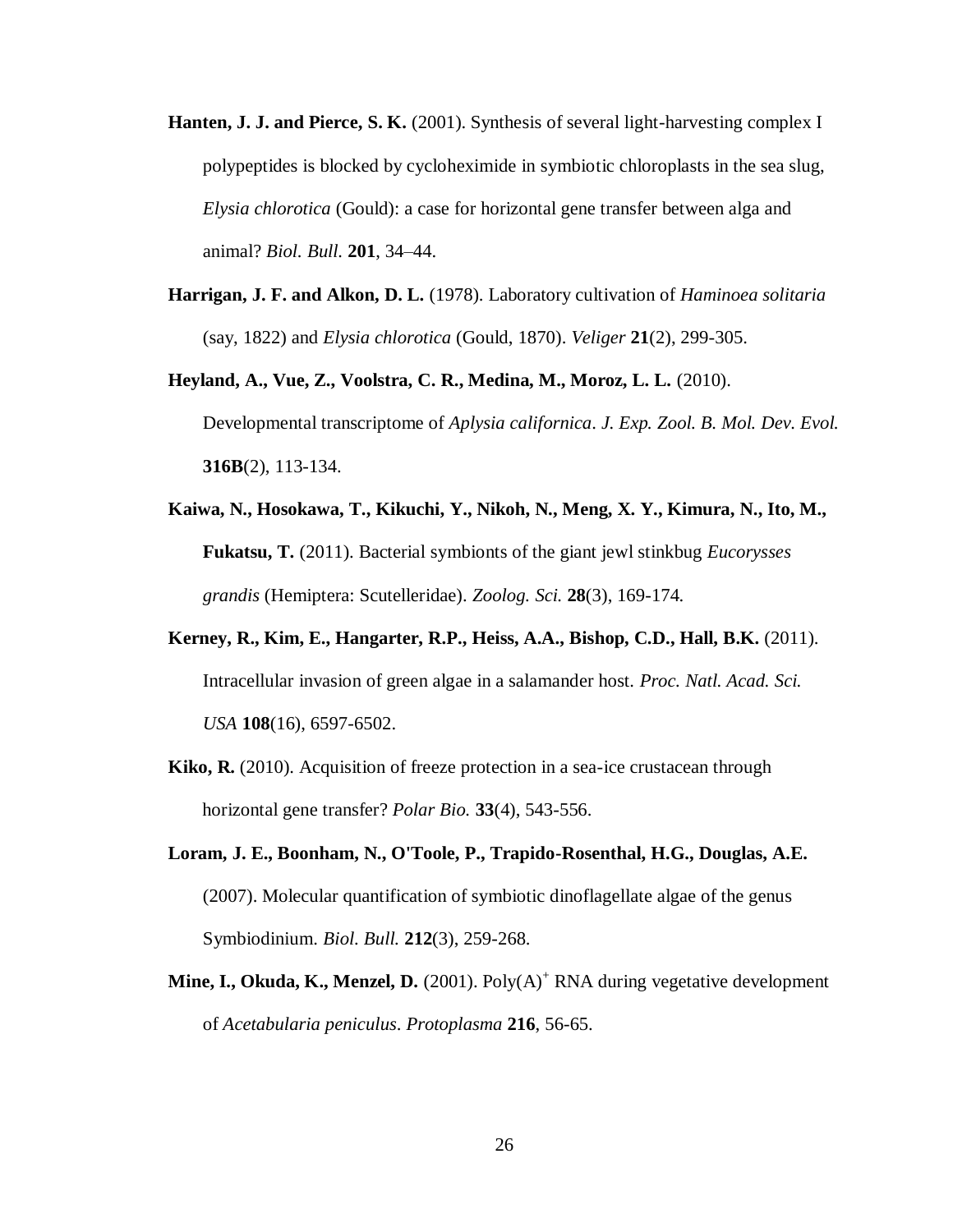**Hanten, J. J. and Pierce, S. K.** (2001). Synthesis of several light-harvesting complex I polypeptides is blocked by cycloheximide in symbiotic chloroplasts in the sea slug, *Elysia chlorotica* (Gould): a case for horizontal gene transfer between alga and animal? *Biol. Bull.* **201**, 34–44.

**Harrigan, J. F. and Alkon, D. L.** (1978). Laboratory cultivation of *Haminoea solitaria* (say, 1822) and *Elysia chlorotica* (Gould, 1870). *Veliger* **21**(2), 299-305.

**Heyland, A., Vue, Z., Voolstra, C. R., Medina, M., Moroz, L. L.** (2010). Developmental transcriptome of *Aplysia californica*. *J. Exp. Zool. B. Mol. Dev. Evol.* **316B**(2), 113-134.

**Kaiwa, N., Hosokawa, T., Kikuchi, Y., Nikoh, N., Meng, X. Y., Kimura, N., Ito, M., Fukatsu, T.** (2011). Bacterial symbionts of the giant jewl stinkbug *Eucorysses grandis* (Hemiptera: Scutelleridae). *Zoolog. Sci.* **28**(3), 169-174.

**Kerney, R., Kim, E., Hangarter, R.P., Heiss, A.A., Bishop, C.D., Hall, B.K.** (2011). Intracellular invasion of green algae in a salamander host. *Proc. Natl. Acad. Sci. USA* **108**(16), 6597-6502.

**Kiko, R.** (2010). Acquisition of freeze protection in a sea-ice crustacean through horizontal gene transfer? *Polar Bio.* **33**(4), 543-556.

**Loram, J. E., Boonham, N., O'Toole, P., Trapido-Rosenthal, H.G., Douglas, A.E.** (2007). Molecular quantification of symbiotic dinoflagellate algae of the genus Symbiodinium. *Biol. Bull.* **212**(3), 259-268.

**Mine, I., Okuda, K., Menzel, D.** (2001). Poly(A)$^+$ RNA during vegetative development of *Acetabularia peniculus*. *Protoplasma* **216**, 56-65.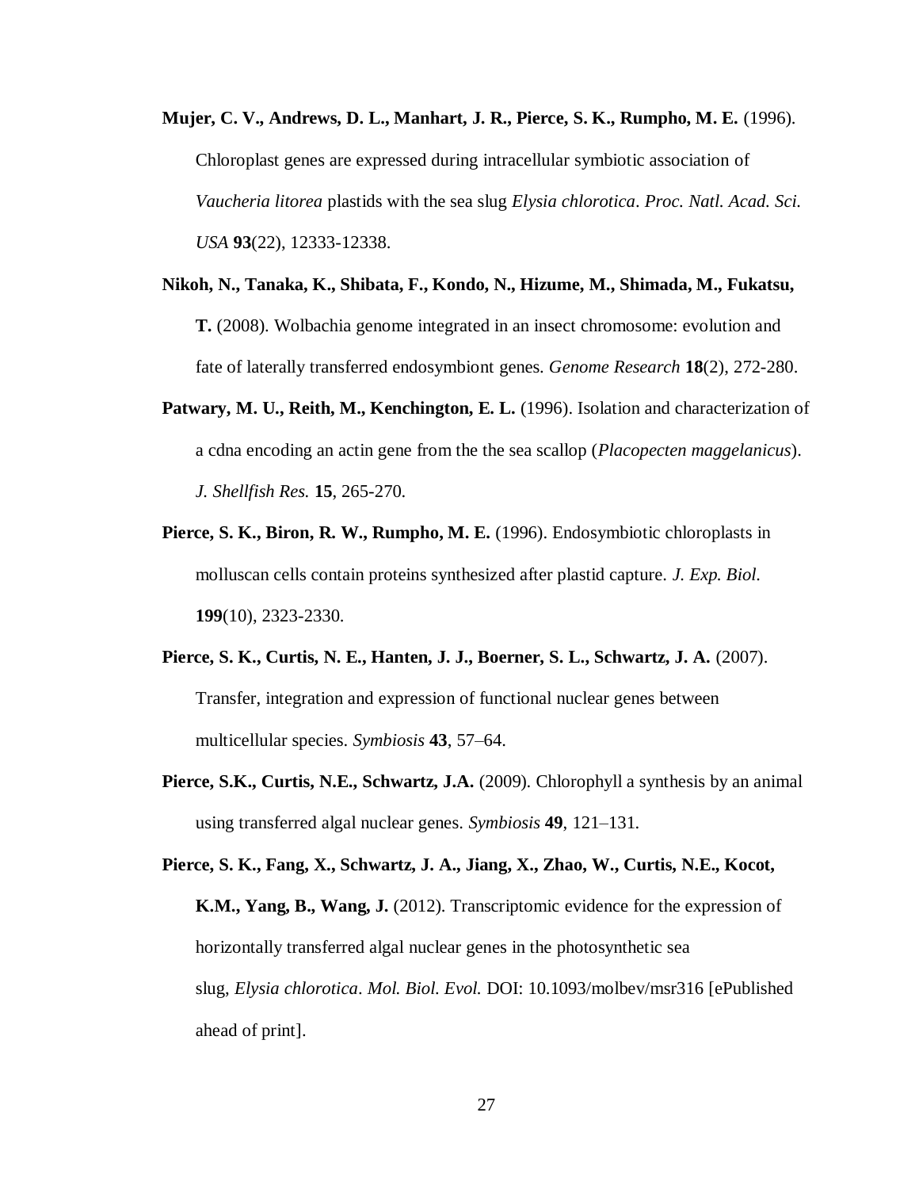**Mujer, C. V., Andrews, D. L., Manhart, J. R., Pierce, S. K., Rumpho, M. E.** (1996). Chloroplast genes are expressed during intracellular symbiotic association of *Vaucheria litorea* plastids with the sea slug *Elysia chlorotica*. *Proc. Natl. Acad. Sci. USA* **93**(22), 12333-12338.

**Nikoh, N., Tanaka, K., Shibata, F., Kondo, N., Hizume, M., Shimada, M., Fukatsu, T.** (2008). Wolbachia genome integrated in an insect chromosome: evolution and fate of laterally transferred endosymbiont genes. *Genome Research* **18**(2), 272-280.

**Patwary, M. U., Reith, M., Kenchington, E. L.** (1996). Isolation and characterization of a cdna encoding an actin gene from the the sea scallop (*Placopecten maggelanicus*). *J. Shellfish Res.* **15**, 265-270.

**Pierce, S. K., Biron, R. W., Rumpho, M. E.** (1996). Endosymbiotic chloroplasts in molluscan cells contain proteins synthesized after plastid capture. *J. Exp. Biol.* **199**(10), 2323-2330.

**Pierce, S. K., Curtis, N. E., Hanten, J. J., Boerner, S. L., Schwartz, J. A.** (2007). Transfer, integration and expression of functional nuclear genes between multicellular species. *Symbiosis* **43**, 57–64.

**Pierce, S.K., Curtis, N.E., Schwartz, J.A.** (2009). Chlorophyll a synthesis by an animal using transferred algal nuclear genes. *Symbiosis* **49**, 121–131.

**Pierce, S. K., Fang, X., Schwartz, J. A., Jiang, X., Zhao, W., Curtis, N.E., Kocot, K.M., Yang, B., Wang, J.** (2012). Transcriptomic evidence for the expression of horizontally transferred algal nuclear genes in the photosynthetic sea slug, *Elysia chlorotica*. *Mol. Biol. Evol.* DOI: 10.1093/molbev/msr316 [ePublished ahead of print].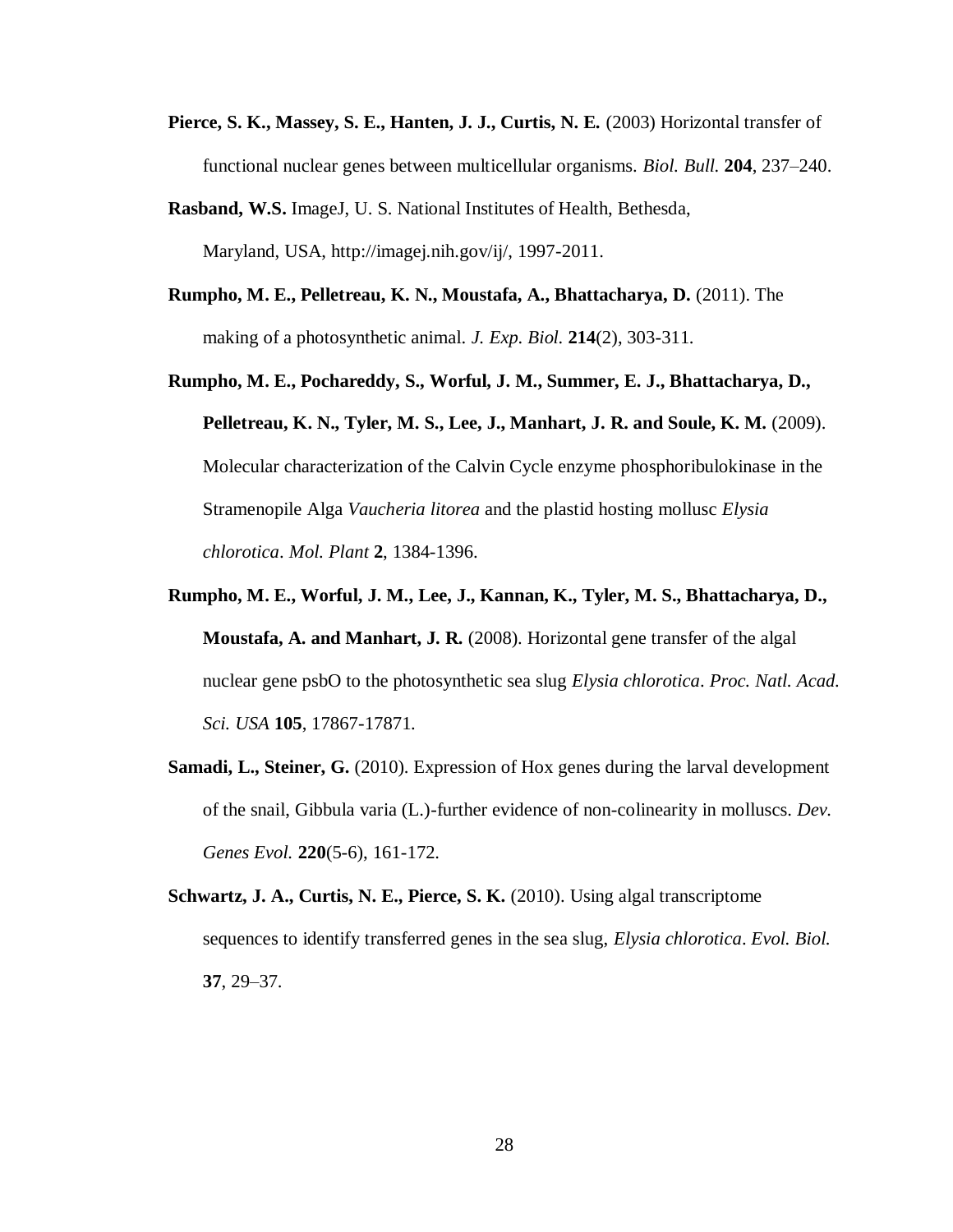**Pierce, S. K., Massey, S. E., Hanten, J. J., Curtis, N. E.** (2003) Horizontal transfer of functional nuclear genes between multicellular organisms. *Biol. Bull.* **204**, 237–240.

**Rasband, W.S.** ImageJ, U. S. National Institutes of Health, Bethesda, Maryland, USA, http://imagej.nih.gov/ij/, 1997-2011.

**Rumpho, M. E., Pelletreau, K. N., Moustafa, A., Bhattacharya, D.** (2011). The making of a photosynthetic animal. *J. Exp. Biol.* **214**(2), 303-311.

**Rumpho, M. E., Pochareddy, S., Worful, J. M., Summer, E. J., Bhattacharya, D., Pelletreau, K. N., Tyler, M. S., Lee, J., Manhart, J. R. and Soule, K. M.** (2009). Molecular characterization of the Calvin Cycle enzyme phosphoribulokinase in the Stramenopile Alga *Vaucheria litorea* and the plastid hosting mollusc *Elysia chlorotica*. *Mol. Plant* **2**, 1384-1396.

**Rumpho, M. E., Worful, J. M., Lee, J., Kannan, K., Tyler, M. S., Bhattacharya, D., Moustafa, A. and Manhart, J. R.** (2008). Horizontal gene transfer of the algal nuclear gene psbO to the photosynthetic sea slug *Elysia chlorotica*. *Proc. Natl. Acad. Sci. USA* **105**, 17867-17871.

**Samadi, L., Steiner, G.** (2010). Expression of Hox genes during the larval development of the snail, Gibbula varia (L.)-further evidence of non-colinearity in molluscs. *Dev. Genes Evol.* **220**(5-6), 161-172.

**Schwartz, J. A., Curtis, N. E., Pierce, S. K.** (2010). Using algal transcriptome sequences to identify transferred genes in the sea slug, *Elysia chlorotica*. *Evol. Biol.* **37**, 29–37.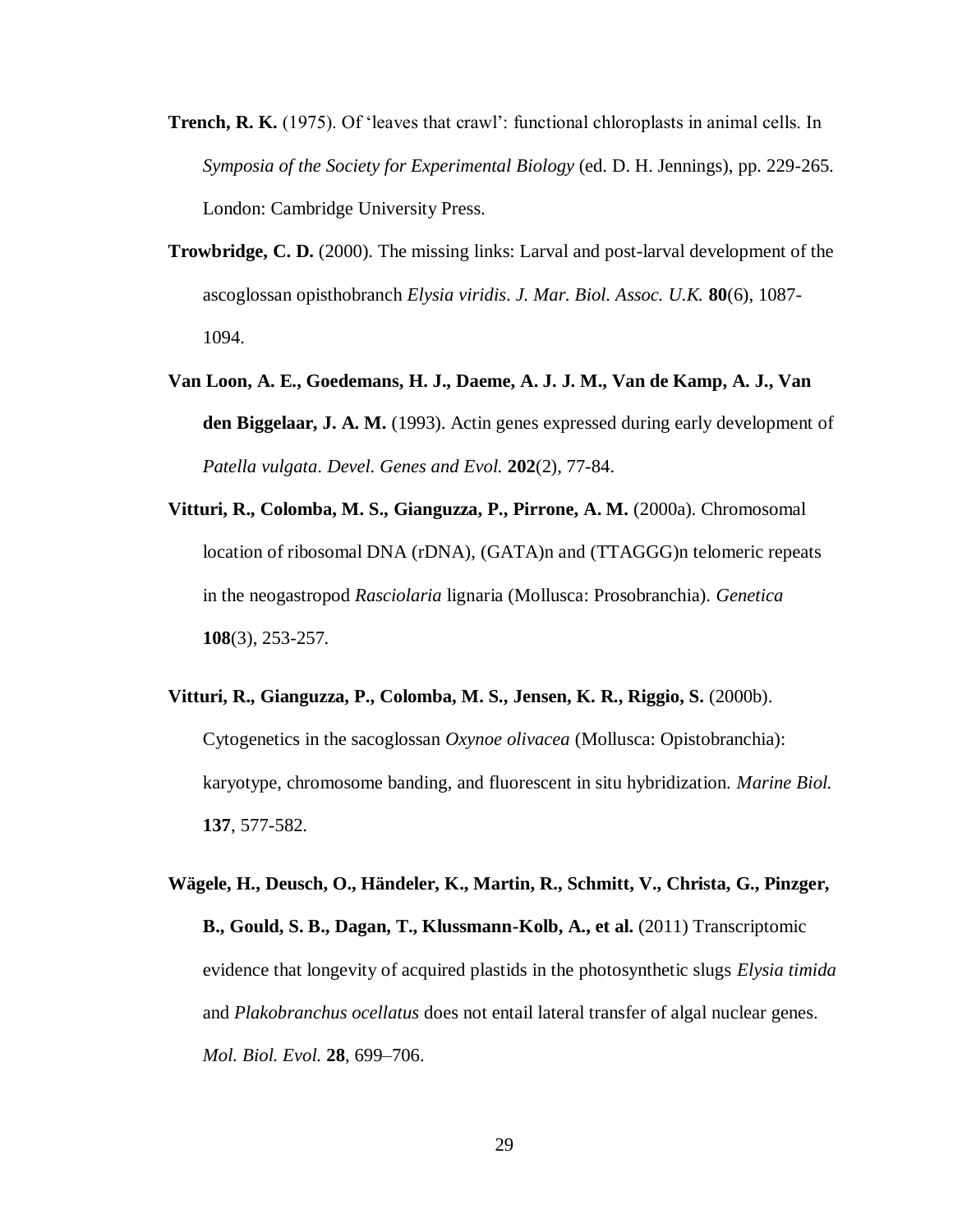**Trench, R. K.** (1975). Of 'leaves that crawl': functional chloroplasts in animal cells. In *Symposia of the Society for Experimental Biology* (ed. D. H. Jennings), pp. 229-265. London: Cambridge University Press.

**Trowbridge, C. D.** (2000). The missing links: Larval and post-larval development of the ascoglossan opisthobranch *Elysia viridis*. *J. Mar. Biol. Assoc. U.K.* **80**(6), 1087-1094.

**Van Loon, A. E., Goedemans, H. J., Daeme, A. J. J. M., Van de Kamp, A. J., Van den Biggelaar, J. A. M.** (1993). Actin genes expressed during early development of *Patella vulgata*. *Devel. Genes and Evol.* **202**(2), 77-84.

**Vitturi, R., Colomba, M. S., Gianguzza, P., Pirrone, A. M.** (2000a). Chromosomal location of ribosomal DNA (rDNA), (GATA)n and (TTAGGG)n telomeric repeats in the neogastropod *Rasciolaria* lignaria (Mollusca: Prosobranchia). *Genetica* **108**(3), 253-257.

**Vitturi, R., Gianguzza, P., Colomba, M. S., Jensen, K. R., Riggio, S.** (2000b). Cytogenetics in the sacoglossan *Oxynoe olivacea* (Mollusca: Opistobranchia): karyotype, chromosome banding, and fluorescent in situ hybridization. *Marine Biol.* **137**, 577-582.

**Wägele, H., Deusch, O., Händeler, K., Martin, R., Schmitt, V., Christa, G., Pinzger, B., Gould, S. B., Dagan, T., Klussmann-Kolb, A., et al.** (2011) Transcriptomic evidence that longevity of acquired plastids in the photosynthetic slugs *Elysia timida* and *Plakobranchus ocellatus* does not entail lateral transfer of algal nuclear genes. *Mol. Biol. Evol.* **28**, 699–706.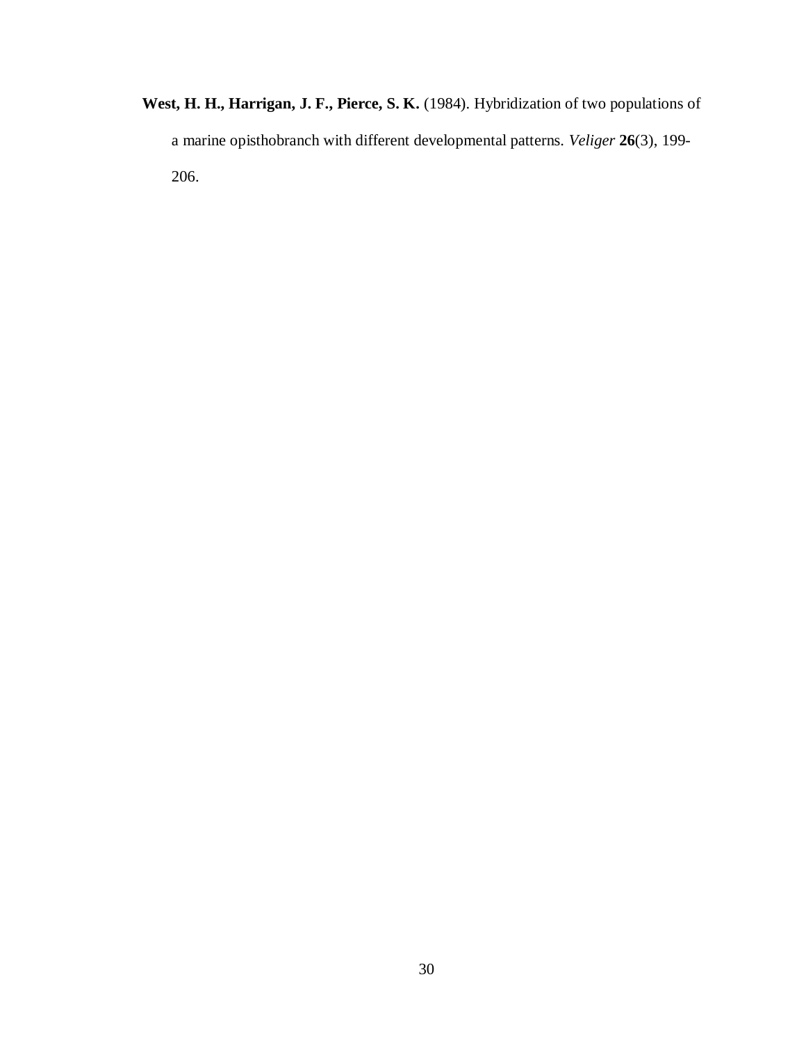**West, H. H., Harrigan, J. F., Pierce, S. K.** (1984). Hybridization of two populations of a marine opisthobranch with different developmental patterns. *Veliger* **26**(3), 199-206.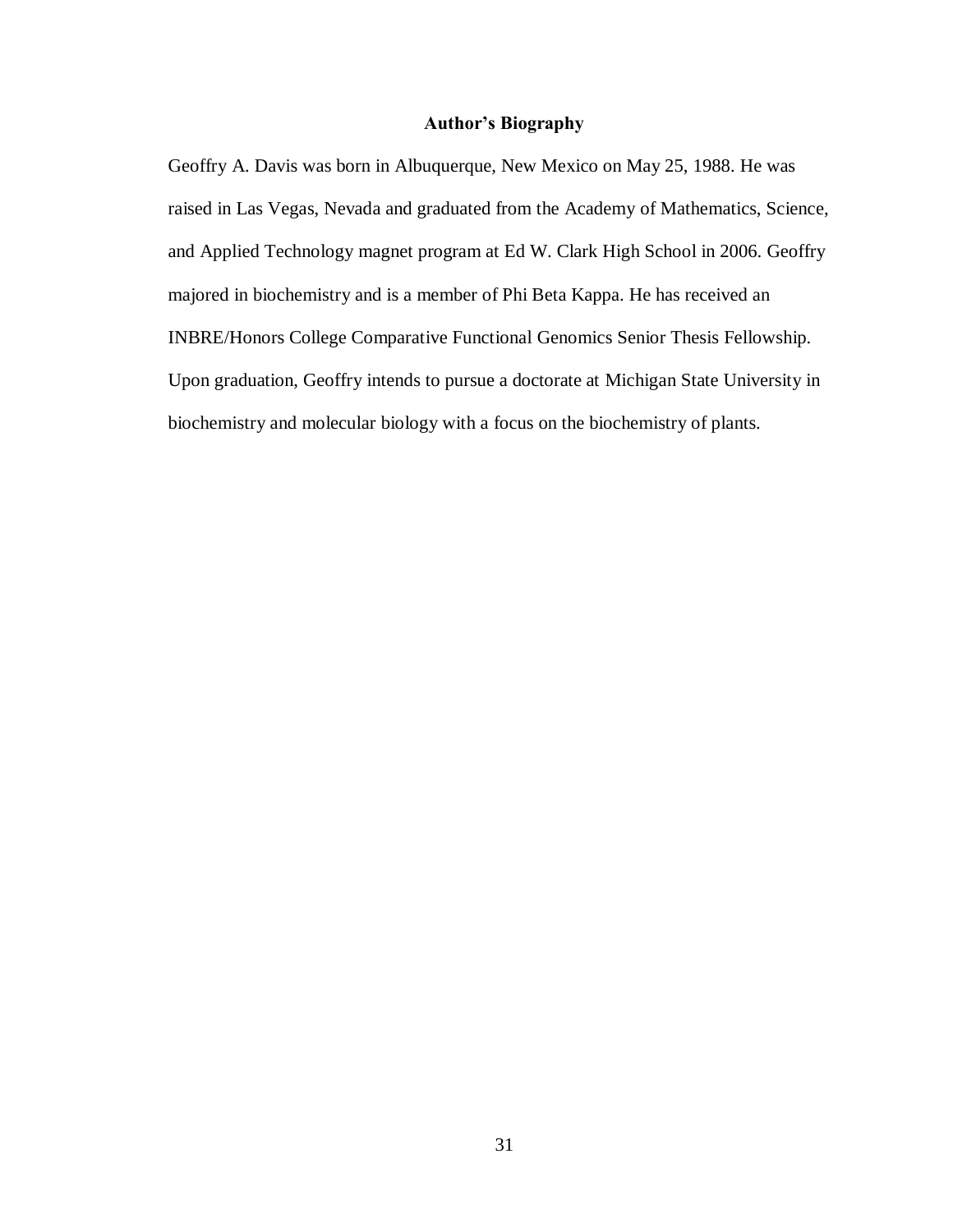# Author's Biography

Geoffry A. Davis was born in Albuquerque, New Mexico on May 25, 1988. He was raised in Las Vegas, Nevada and graduated from the Academy of Mathematics, Science, and Applied Technology magnet program at Ed W. Clark High School in 2006. Geoffry majored in biochemistry and is a member of Phi Beta Kappa. He has received an INBRE/Honors College Comparative Functional Genomics Senior Thesis Fellowship. Upon graduation, Geoffry intends to pursue a doctorate at Michigan State University in biochemistry and molecular biology with a focus on the biochemistry of plants.